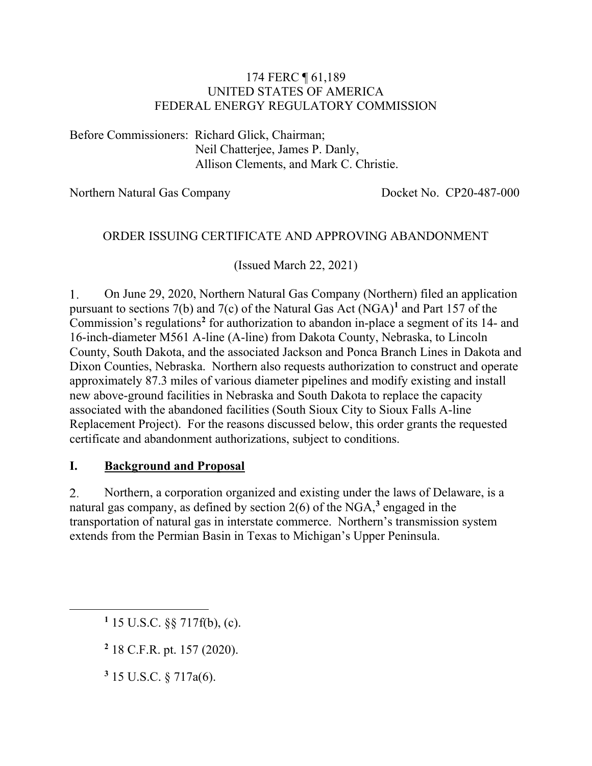174 FERC ¶ 61,189
UNITED STATES OF AMERICA
FEDERAL ENERGY REGULATORY COMMISSION

Before Commissioners: Richard Glick, Chairman;
Neil Chatterjee, James P. Danly,
Allison Clements, and Mark C. Christie.

Northern Natural Gas Company Docket No. CP20-487-000

ORDER ISSUING CERTIFICATE AND APPROVING ABANDONMENT

(Issued March 22, 2021)

1. On June 29, 2020, Northern Natural Gas Company (Northern) filed an application pursuant to sections 7(b) and 7(c) of the Natural Gas Act (NGA)[1] and Part 157 of the Commission's regulations[2] for authorization to abandon in-place a segment of its 14- and 16-inch-diameter M561 A-line (A-line) from Dakota County, Nebraska, to Lincoln County, South Dakota, and the associated Jackson and Ponca Branch Lines in Dakota and Dixon Counties, Nebraska. Northern also requests authorization to construct and operate approximately 87.3 miles of various diameter pipelines and modify existing and install new above-ground facilities in Nebraska and South Dakota to replace the capacity associated with the abandoned facilities (South Sioux City to Sioux Falls A-line Replacement Project). For the reasons discussed below, this order grants the requested certificate and abandonment authorizations, subject to conditions.

## I. Background and Proposal

2. Northern, a corporation organized and existing under the laws of Delaware, is a natural gas company, as defined by section 2(6) of the NGA,[3] engaged in the transportation of natural gas in interstate commerce. Northern's transmission system extends from the Permian Basin in Texas to Michigan's Upper Peninsula.

[1] 15 U.S.C. §§ 717f(b), (c).

[2] 18 C.F.R. pt. 157 (2020).

[3] 15 U.S.C. § 717a(6).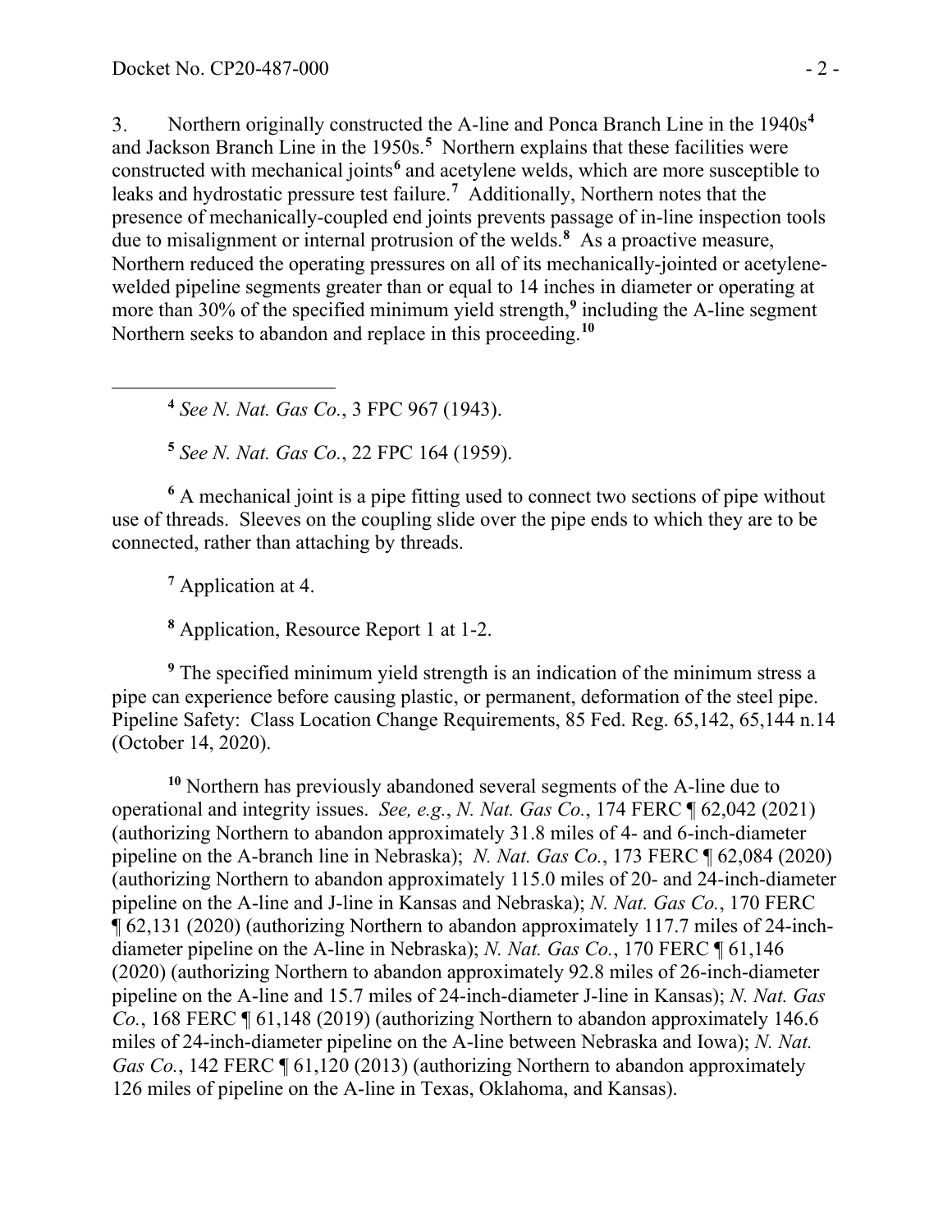3. Northern originally constructed the A-line and Ponca Branch Line in the 1940s[4] and Jackson Branch Line in the 1950s.[5] Northern explains that these facilities were constructed with mechanical joints[6] and acetylene welds, which are more susceptible to leaks and hydrostatic pressure test failure.[7] Additionally, Northern notes that the presence of mechanically-coupled end joints prevents passage of in-line inspection tools due to misalignment or internal protrusion of the welds.[8] As a proactive measure, Northern reduced the operating pressures on all of its mechanically-jointed or acetylene-welded pipeline segments greater than or equal to 14 inches in diameter or operating at more than 30% of the specified minimum yield strength,[9] including the A-line segment Northern seeks to abandon and replace in this proceeding.[10]

---

[4] *See N. Nat. Gas Co.*, 3 FPC 967 (1943).

[5] *See N. Nat. Gas Co.*, 22 FPC 164 (1959).

[6] A mechanical joint is a pipe fitting used to connect two sections of pipe without use of threads. Sleeves on the coupling slide over the pipe ends to which they are to be connected, rather than attaching by threads.

[7] Application at 4.

[8] Application, Resource Report 1 at 1-2.

[9] The specified minimum yield strength is an indication of the minimum stress a pipe can experience before causing plastic, or permanent, deformation of the steel pipe. Pipeline Safety: Class Location Change Requirements, 85 Fed. Reg. 65,142, 65,144 n.14 (October 14, 2020).

[10] Northern has previously abandoned several segments of the A-line due to operational and integrity issues. *See, e.g.*, *N. Nat. Gas Co.*, 174 FERC ¶ 62,042 (2021) (authorizing Northern to abandon approximately 31.8 miles of 4- and 6-inch-diameter pipeline on the A-branch line in Nebraska); *N. Nat. Gas Co.*, 173 FERC ¶ 62,084 (2020) (authorizing Northern to abandon approximately 115.0 miles of 20- and 24-inch-diameter pipeline on the A-line and J-line in Kansas and Nebraska); *N. Nat. Gas Co.*, 170 FERC ¶ 62,131 (2020) (authorizing Northern to abandon approximately 117.7 miles of 24-inch-diameter pipeline on the A-line in Nebraska); *N. Nat. Gas Co.*, 170 FERC ¶ 61,146 (2020) (authorizing Northern to abandon approximately 92.8 miles of 26-inch-diameter pipeline on the A-line and 15.7 miles of 24-inch-diameter J-line in Kansas); *N. Nat. Gas Co.*, 168 FERC ¶ 61,148 (2019) (authorizing Northern to abandon approximately 146.6 miles of 24-inch-diameter pipeline on the A-line between Nebraska and Iowa); *N. Nat. Gas Co.*, 142 FERC ¶ 61,120 (2013) (authorizing Northern to abandon approximately 126 miles of pipeline on the A-line in Texas, Oklahoma, and Kansas).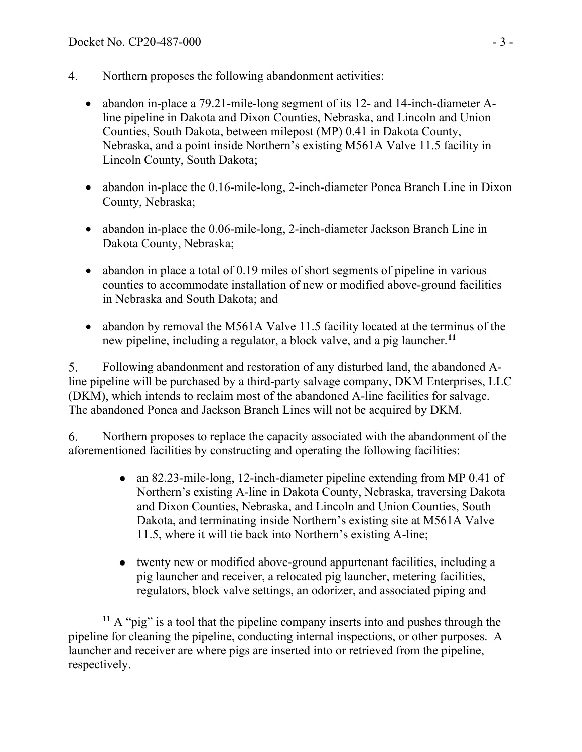4. Northern proposes the following abandonment activities:

- abandon in-place a 79.21-mile-long segment of its 12- and 14-inch-diameter A-line pipeline in Dakota and Dixon Counties, Nebraska, and Lincoln and Union Counties, South Dakota, between milepost (MP) 0.41 in Dakota County, Nebraska, and a point inside Northern's existing M561A Valve 11.5 facility in Lincoln County, South Dakota;
- abandon in-place the 0.16-mile-long, 2-inch-diameter Ponca Branch Line in Dixon County, Nebraska;
- abandon in-place the 0.06-mile-long, 2-inch-diameter Jackson Branch Line in Dakota County, Nebraska;
- abandon in place a total of 0.19 miles of short segments of pipeline in various counties to accommodate installation of new or modified above-ground facilities in Nebraska and South Dakota; and
- abandon by removal the M561A Valve 11.5 facility located at the terminus of the new pipeline, including a regulator, a block valve, and a pig launcher.[11]

5. Following abandonment and restoration of any disturbed land, the abandoned A-line pipeline will be purchased by a third-party salvage company, DKM Enterprises, LLC (DKM), which intends to reclaim most of the abandoned A-line facilities for salvage. The abandoned Ponca and Jackson Branch Lines will not be acquired by DKM.

6. Northern proposes to replace the capacity associated with the abandonment of the aforementioned facilities by constructing and operating the following facilities:

- an 82.23-mile-long, 12-inch-diameter pipeline extending from MP 0.41 of Northern's existing A-line in Dakota County, Nebraska, traversing Dakota and Dixon Counties, Nebraska, and Lincoln and Union Counties, South Dakota, and terminating inside Northern's existing site at M561A Valve 11.5, where it will tie back into Northern's existing A-line;
- twenty new or modified above-ground appurtenant facilities, including a pig launcher and receiver, a relocated pig launcher, metering facilities, regulators, block valve settings, an odorizer, and associated piping and

[11] A "pig" is a tool that the pipeline company inserts into and pushes through the pipeline for cleaning the pipeline, conducting internal inspections, or other purposes. A launcher and receiver are where pigs are inserted into or retrieved from the pipeline, respectively.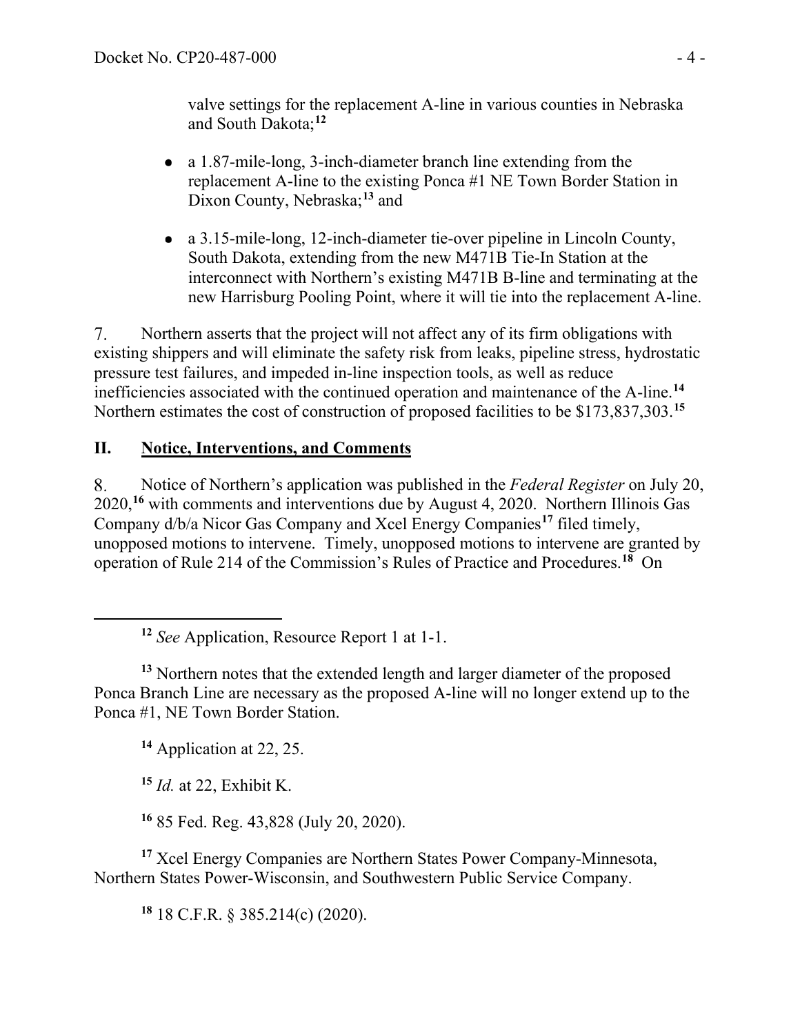valve settings for the replacement A-line in various counties in Nebraska and South Dakota;[12]

- a 1.87-mile-long, 3-inch-diameter branch line extending from the replacement A-line to the existing Ponca #1 NE Town Border Station in Dixon County, Nebraska;[13] and
- a 3.15-mile-long, 12-inch-diameter tie-over pipeline in Lincoln County, South Dakota, extending from the new M471B Tie-In Station at the interconnect with Northern's existing M471B B-line and terminating at the new Harrisburg Pooling Point, where it will tie into the replacement A-line.

7. Northern asserts that the project will not affect any of its firm obligations with existing shippers and will eliminate the safety risk from leaks, pipeline stress, hydrostatic pressure test failures, and impeded in-line inspection tools, as well as reduce inefficiencies associated with the continued operation and maintenance of the A-line.[14] Northern estimates the cost of construction of proposed facilities to be $173,837,303.[15]

## II. Notice, Interventions, and Comments

8. Notice of Northern's application was published in the *Federal Register* on July 20, 2020,[16] with comments and interventions due by August 4, 2020. Northern Illinois Gas Company d/b/a Nicor Gas Company and Xcel Energy Companies[17] filed timely, unopposed motions to intervene. Timely, unopposed motions to intervene are granted by operation of Rule 214 of the Commission's Rules of Practice and Procedures.[18] On

---

[12] *See* Application, Resource Report 1 at 1-1.

[13] Northern notes that the extended length and larger diameter of the proposed Ponca Branch Line are necessary as the proposed A-line will no longer extend up to the Ponca #1, NE Town Border Station.

[14] Application at 22, 25.

[15] *Id.* at 22, Exhibit K.

[16] 85 Fed. Reg. 43,828 (July 20, 2020).

[17] Xcel Energy Companies are Northern States Power Company-Minnesota, Northern States Power-Wisconsin, and Southwestern Public Service Company.

[18] 18 C.F.R. § 385.214(c) (2020).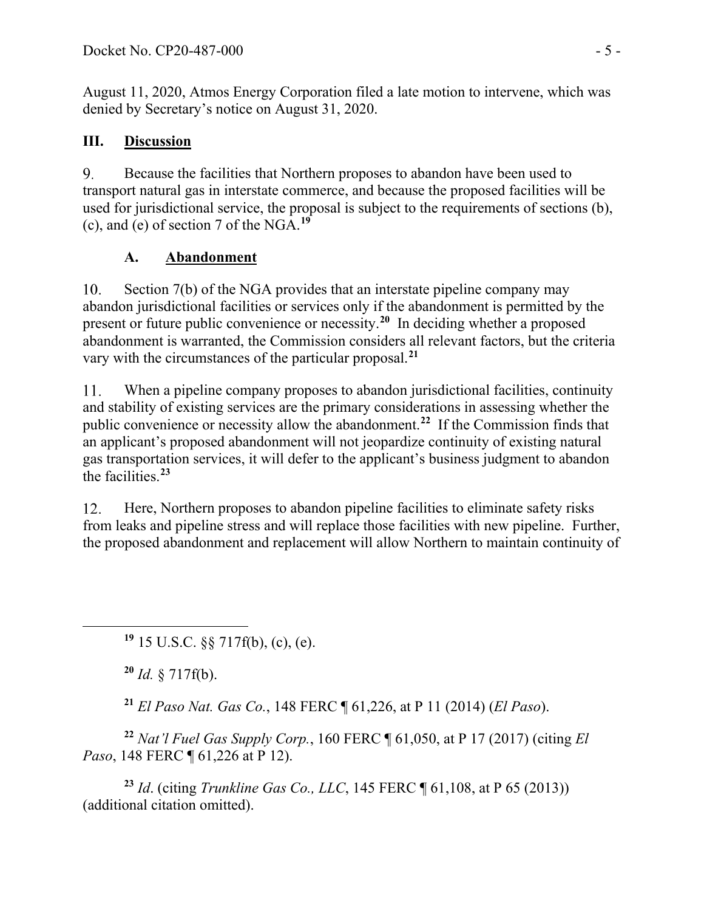August 11, 2020, Atmos Energy Corporation filed a late motion to intervene, which was denied by Secretary's notice on August 31, 2020.

## III. Discussion

9. Because the facilities that Northern proposes to abandon have been used to transport natural gas in interstate commerce, and because the proposed facilities will be used for jurisdictional service, the proposal is subject to the requirements of sections (b), (c), and (e) of section 7 of the NGA.[19]

### A. Abandonment

10. Section 7(b) of the NGA provides that an interstate pipeline company may abandon jurisdictional facilities or services only if the abandonment is permitted by the present or future public convenience or necessity.[20] In deciding whether a proposed abandonment is warranted, the Commission considers all relevant factors, but the criteria vary with the circumstances of the particular proposal.[21]

11. When a pipeline company proposes to abandon jurisdictional facilities, continuity and stability of existing services are the primary considerations in assessing whether the public convenience or necessity allow the abandonment.[22] If the Commission finds that an applicant's proposed abandonment will not jeopardize continuity of existing natural gas transportation services, it will defer to the applicant's business judgment to abandon the facilities.[23]

12. Here, Northern proposes to abandon pipeline facilities to eliminate safety risks from leaks and pipeline stress and will replace those facilities with new pipeline. Further, the proposed abandonment and replacement will allow Northern to maintain continuity of

---

[19] 15 U.S.C. §§ 717f(b), (c), (e).

[20] *Id.* § 717f(b).

[21] *El Paso Nat. Gas Co.*, 148 FERC ¶ 61,226, at P 11 (2014) (*El Paso*).

[22] *Nat'l Fuel Gas Supply Corp.*, 160 FERC ¶ 61,050, at P 17 (2017) (citing *El Paso*, 148 FERC ¶ 61,226 at P 12).

[23] *Id*. (citing *Trunkline Gas Co., LLC*, 145 FERC ¶ 61,108, at P 65 (2013)) (additional citation omitted).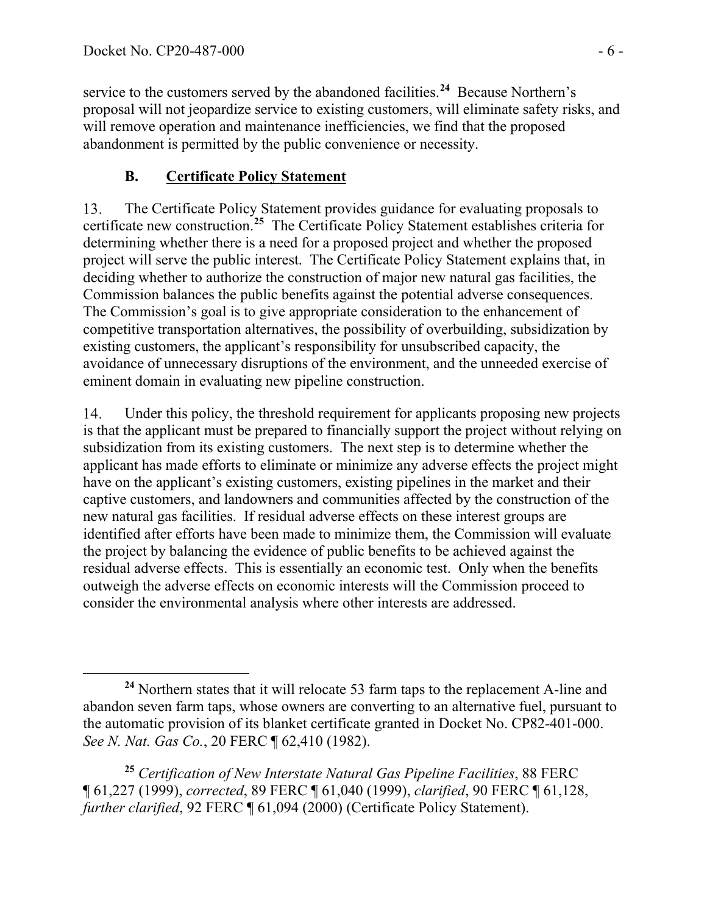service to the customers served by the abandoned facilities.[24] Because Northern's proposal will not jeopardize service to existing customers, will eliminate safety risks, and will remove operation and maintenance inefficiencies, we find that the proposed abandonment is permitted by the public convenience or necessity.

### B. Certificate Policy Statement

13. The Certificate Policy Statement provides guidance for evaluating proposals to certificate new construction.[25] The Certificate Policy Statement establishes criteria for determining whether there is a need for a proposed project and whether the proposed project will serve the public interest. The Certificate Policy Statement explains that, in deciding whether to authorize the construction of major new natural gas facilities, the Commission balances the public benefits against the potential adverse consequences. The Commission's goal is to give appropriate consideration to the enhancement of competitive transportation alternatives, the possibility of overbuilding, subsidization by existing customers, the applicant's responsibility for unsubscribed capacity, the avoidance of unnecessary disruptions of the environment, and the unneeded exercise of eminent domain in evaluating new pipeline construction.

14. Under this policy, the threshold requirement for applicants proposing new projects is that the applicant must be prepared to financially support the project without relying on subsidization from its existing customers. The next step is to determine whether the applicant has made efforts to eliminate or minimize any adverse effects the project might have on the applicant's existing customers, existing pipelines in the market and their captive customers, and landowners and communities affected by the construction of the new natural gas facilities. If residual adverse effects on these interest groups are identified after efforts have been made to minimize them, the Commission will evaluate the project by balancing the evidence of public benefits to be achieved against the residual adverse effects. This is essentially an economic test. Only when the benefits outweigh the adverse effects on economic interests will the Commission proceed to consider the environmental analysis where other interests are addressed.

---

[24] Northern states that it will relocate 53 farm taps to the replacement A-line and abandon seven farm taps, whose owners are converting to an alternative fuel, pursuant to the automatic provision of its blanket certificate granted in Docket No. CP82-401-000. *See N. Nat. Gas Co.*, 20 FERC ¶ 62,410 (1982).

[25] *Certification of New Interstate Natural Gas Pipeline Facilities*, 88 FERC ¶ 61,227 (1999), *corrected*, 89 FERC ¶ 61,040 (1999), *clarified*, 90 FERC ¶ 61,128, *further clarified*, 92 FERC ¶ 61,094 (2000) (Certificate Policy Statement).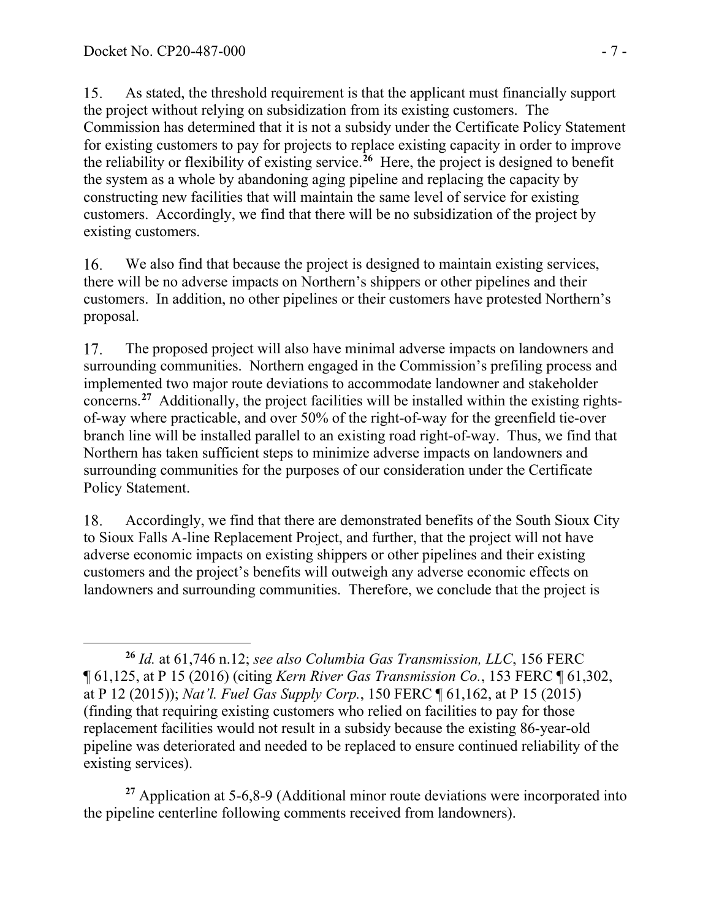15. As stated, the threshold requirement is that the applicant must financially support the project without relying on subsidization from its existing customers. The Commission has determined that it is not a subsidy under the Certificate Policy Statement for existing customers to pay for projects to replace existing capacity in order to improve the reliability or flexibility of existing service.[26] Here, the project is designed to benefit the system as a whole by abandoning aging pipeline and replacing the capacity by constructing new facilities that will maintain the same level of service for existing customers. Accordingly, we find that there will be no subsidization of the project by existing customers.

16. We also find that because the project is designed to maintain existing services, there will be no adverse impacts on Northern's shippers or other pipelines and their customers. In addition, no other pipelines or their customers have protested Northern's proposal.

17. The proposed project will also have minimal adverse impacts on landowners and surrounding communities. Northern engaged in the Commission's prefiling process and implemented two major route deviations to accommodate landowner and stakeholder concerns.[27] Additionally, the project facilities will be installed within the existing rights-of-way where practicable, and over 50% of the right-of-way for the greenfield tie-over branch line will be installed parallel to an existing road right-of-way. Thus, we find that Northern has taken sufficient steps to minimize adverse impacts on landowners and surrounding communities for the purposes of our consideration under the Certificate Policy Statement.

18. Accordingly, we find that there are demonstrated benefits of the South Sioux City to Sioux Falls A-line Replacement Project, and further, that the project will not have adverse economic impacts on existing shippers or other pipelines and their existing customers and the project's benefits will outweigh any adverse economic effects on landowners and surrounding communities. Therefore, we conclude that the project is

---

[26] *Id.* at 61,746 n.12; *see also Columbia Gas Transmission, LLC*, 156 FERC ¶ 61,125, at P 15 (2016) (citing *Kern River Gas Transmission Co.*, 153 FERC ¶ 61,302, at P 12 (2015)); *Nat'l. Fuel Gas Supply Corp.*, 150 FERC ¶ 61,162, at P 15 (2015) (finding that requiring existing customers who relied on facilities to pay for those replacement facilities would not result in a subsidy because the existing 86-year-old pipeline was deteriorated and needed to be replaced to ensure continued reliability of the existing services).

[27] Application at 5-6,8-9 (Additional minor route deviations were incorporated into the pipeline centerline following comments received from landowners).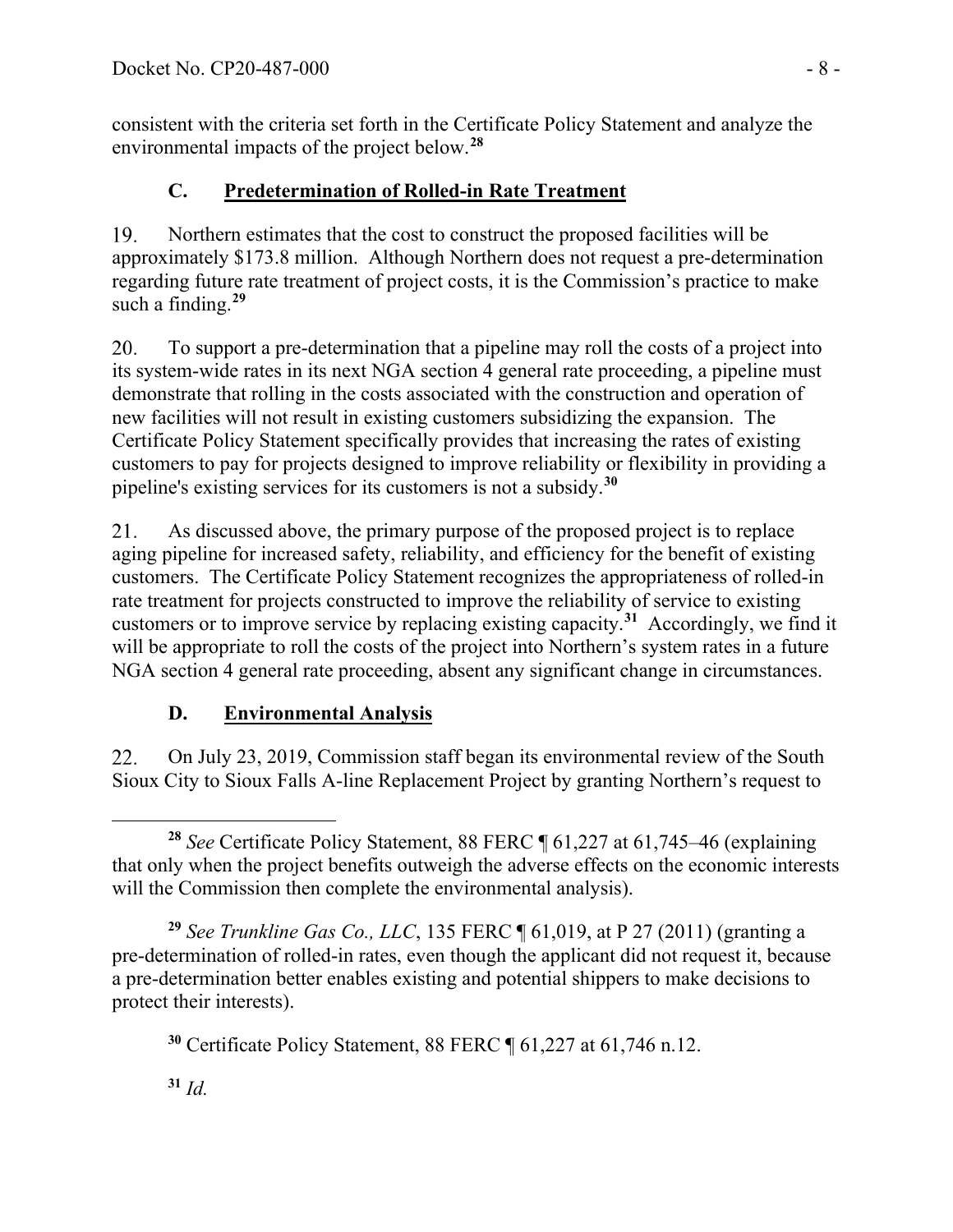consistent with the criteria set forth in the Certificate Policy Statement and analyze the environmental impacts of the project below.[28]

### C. Predetermination of Rolled-in Rate Treatment

19. Northern estimates that the cost to construct the proposed facilities will be approximately $173.8 million. Although Northern does not request a pre-determination regarding future rate treatment of project costs, it is the Commission's practice to make such a finding.[29]

20. To support a pre-determination that a pipeline may roll the costs of a project into its system-wide rates in its next NGA section 4 general rate proceeding, a pipeline must demonstrate that rolling in the costs associated with the construction and operation of new facilities will not result in existing customers subsidizing the expansion. The Certificate Policy Statement specifically provides that increasing the rates of existing customers to pay for projects designed to improve reliability or flexibility in providing a pipeline's existing services for its customers is not a subsidy.[30]

21. As discussed above, the primary purpose of the proposed project is to replace aging pipeline for increased safety, reliability, and efficiency for the benefit of existing customers. The Certificate Policy Statement recognizes the appropriateness of rolled-in rate treatment for projects constructed to improve the reliability of service to existing customers or to improve service by replacing existing capacity.[31] Accordingly, we find it will be appropriate to roll the costs of the project into Northern's system rates in a future NGA section 4 general rate proceeding, absent any significant change in circumstances.

### D. Environmental Analysis

22. On July 23, 2019, Commission staff began its environmental review of the South Sioux City to Sioux Falls A-line Replacement Project by granting Northern's request to

---

[28] *See* Certificate Policy Statement, 88 FERC ¶ 61,227 at 61,745–46 (explaining that only when the project benefits outweigh the adverse effects on the economic interests will the Commission then complete the environmental analysis).

[29] *See Trunkline Gas Co., LLC*, 135 FERC ¶ 61,019, at P 27 (2011) (granting a pre-determination of rolled-in rates, even though the applicant did not request it, because a pre-determination better enables existing and potential shippers to make decisions to protect their interests).

[30] Certificate Policy Statement, 88 FERC ¶ 61,227 at 61,746 n.12.

[31] *Id.*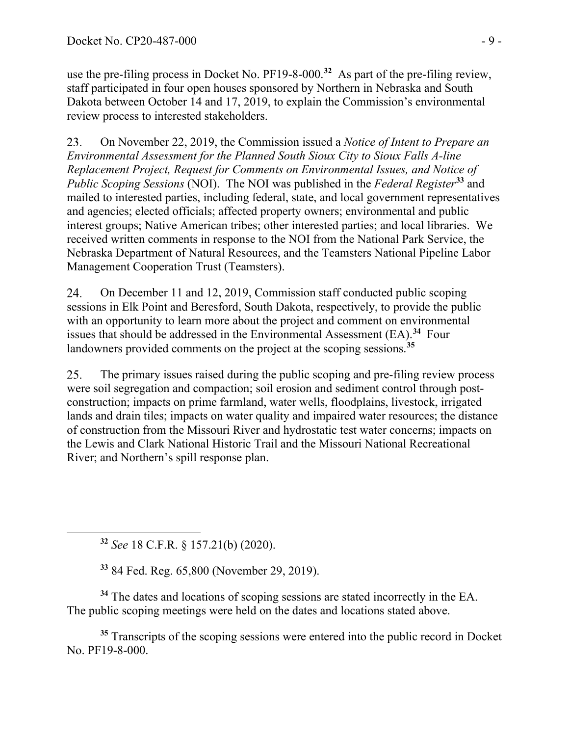use the pre-filing process in Docket No. PF19-8-000.[32] As part of the pre-filing review, staff participated in four open houses sponsored by Northern in Nebraska and South Dakota between October 14 and 17, 2019, to explain the Commission's environmental review process to interested stakeholders.

23. On November 22, 2019, the Commission issued a *Notice of Intent to Prepare an Environmental Assessment for the Planned South Sioux City to Sioux Falls A-line Replacement Project, Request for Comments on Environmental Issues, and Notice of Public Scoping Sessions* (NOI). The NOI was published in the *Federal Register*[33] and mailed to interested parties, including federal, state, and local government representatives and agencies; elected officials; affected property owners; environmental and public interest groups; Native American tribes; other interested parties; and local libraries. We received written comments in response to the NOI from the National Park Service, the Nebraska Department of Natural Resources, and the Teamsters National Pipeline Labor Management Cooperation Trust (Teamsters).

24. On December 11 and 12, 2019, Commission staff conducted public scoping sessions in Elk Point and Beresford, South Dakota, respectively, to provide the public with an opportunity to learn more about the project and comment on environmental issues that should be addressed in the Environmental Assessment (EA).[34] Four landowners provided comments on the project at the scoping sessions.[35]

25. The primary issues raised during the public scoping and pre-filing review process were soil segregation and compaction; soil erosion and sediment control through post-construction; impacts on prime farmland, water wells, floodplains, livestock, irrigated lands and drain tiles; impacts on water quality and impaired water resources; the distance of construction from the Missouri River and hydrostatic test water concerns; impacts on the Lewis and Clark National Historic Trail and the Missouri National Recreational River; and Northern's spill response plan.

---

[32] *See* 18 C.F.R. § 157.21(b) (2020).

[33] 84 Fed. Reg. 65,800 (November 29, 2019).

[34] The dates and locations of scoping sessions are stated incorrectly in the EA. The public scoping meetings were held on the dates and locations stated above.

[35] Transcripts of the scoping sessions were entered into the public record in Docket No. PF19-8-000.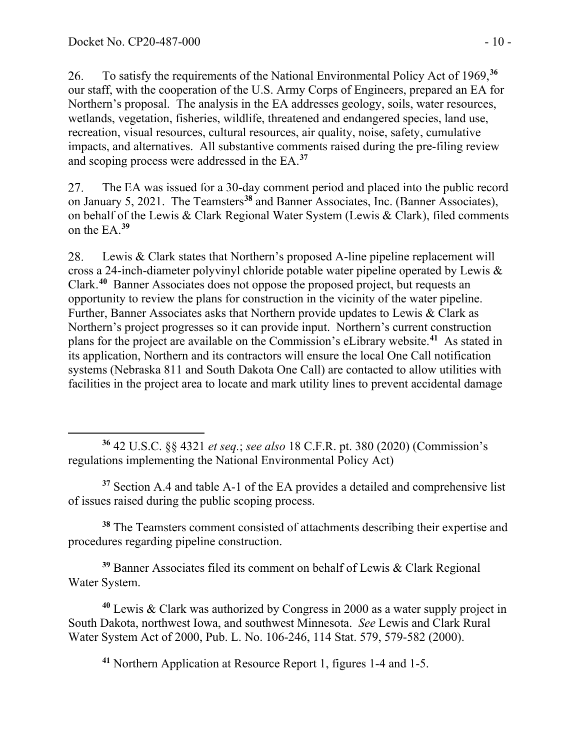26. To satisfy the requirements of the National Environmental Policy Act of 1969,[36] our staff, with the cooperation of the U.S. Army Corps of Engineers, prepared an EA for Northern's proposal. The analysis in the EA addresses geology, soils, water resources, wetlands, vegetation, fisheries, wildlife, threatened and endangered species, land use, recreation, visual resources, cultural resources, air quality, noise, safety, cumulative impacts, and alternatives. All substantive comments raised during the pre-filing review and scoping process were addressed in the EA.[37]

27. The EA was issued for a 30-day comment period and placed into the public record on January 5, 2021. The Teamsters[38] and Banner Associates, Inc. (Banner Associates), on behalf of the Lewis & Clark Regional Water System (Lewis & Clark), filed comments on the EA.[39]

28. Lewis & Clark states that Northern's proposed A-line pipeline replacement will cross a 24-inch-diameter polyvinyl chloride potable water pipeline operated by Lewis & Clark.[40] Banner Associates does not oppose the proposed project, but requests an opportunity to review the plans for construction in the vicinity of the water pipeline. Further, Banner Associates asks that Northern provide updates to Lewis & Clark as Northern's project progresses so it can provide input. Northern's current construction plans for the project are available on the Commission's eLibrary website.[41] As stated in its application, Northern and its contractors will ensure the local One Call notification systems (Nebraska 811 and South Dakota One Call) are contacted to allow utilities with facilities in the project area to locate and mark utility lines to prevent accidental damage

---

[36] 42 U.S.C. §§ 4321 *et seq.*; *see also* 18 C.F.R. pt. 380 (2020) (Commission's regulations implementing the National Environmental Policy Act)

[37] Section A.4 and table A-1 of the EA provides a detailed and comprehensive list of issues raised during the public scoping process.

[38] The Teamsters comment consisted of attachments describing their expertise and procedures regarding pipeline construction.

[39] Banner Associates filed its comment on behalf of Lewis & Clark Regional Water System.

[40] Lewis & Clark was authorized by Congress in 2000 as a water supply project in South Dakota, northwest Iowa, and southwest Minnesota. *See* Lewis and Clark Rural Water System Act of 2000, Pub. L. No. 106-246, 114 Stat. 579, 579-582 (2000).

[41] Northern Application at Resource Report 1, figures 1-4 and 1-5.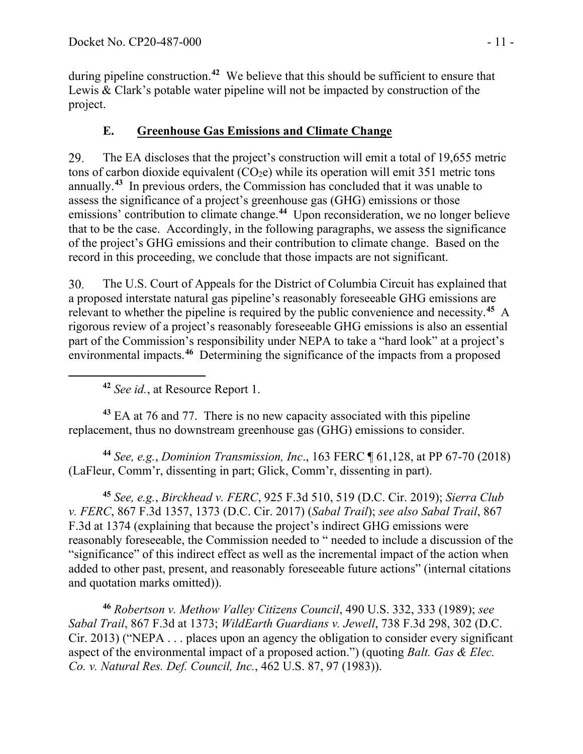during pipeline construction.[42] We believe that this should be sufficient to ensure that Lewis & Clark's potable water pipeline will not be impacted by construction of the project.

### E. Greenhouse Gas Emissions and Climate Change

29. The EA discloses that the project's construction will emit a total of 19,655 metric tons of carbon dioxide equivalent ($CO_2e$) while its operation will emit 351 metric tons annually.[43] In previous orders, the Commission has concluded that it was unable to assess the significance of a project's greenhouse gas (GHG) emissions or those emissions' contribution to climate change.[44] Upon reconsideration, we no longer believe that to be the case. Accordingly, in the following paragraphs, we assess the significance of the project's GHG emissions and their contribution to climate change. Based on the record in this proceeding, we conclude that those impacts are not significant.

30. The U.S. Court of Appeals for the District of Columbia Circuit has explained that a proposed interstate natural gas pipeline's reasonably foreseeable GHG emissions are relevant to whether the pipeline is required by the public convenience and necessity.[45] A rigorous review of a project's reasonably foreseeable GHG emissions is also an essential part of the Commission's responsibility under NEPA to take a "hard look" at a project's environmental impacts.[46] Determining the significance of the impacts from a proposed

---

[42] *See id.*, at Resource Report 1.

[43] EA at 76 and 77. There is no new capacity associated with this pipeline replacement, thus no downstream greenhouse gas (GHG) emissions to consider.

[44] *See, e.g.*, *Dominion Transmission, Inc*., 163 FERC ¶ 61,128, at PP 67-70 (2018) (LaFleur, Comm'r, dissenting in part; Glick, Comm'r, dissenting in part).

[45] *See, e.g.*, *Birckhead v. FERC*, 925 F.3d 510, 519 (D.C. Cir. 2019); *Sierra Club v. FERC*, 867 F.3d 1357, 1373 (D.C. Cir. 2017) (*Sabal Trail*); *see also Sabal Trail*, 867 F.3d at 1374 (explaining that because the project's indirect GHG emissions were reasonably foreseeable, the Commission needed to " needed to include a discussion of the "significance" of this indirect effect as well as the incremental impact of the action when added to other past, present, and reasonably foreseeable future actions" (internal citations and quotation marks omitted)).

[46] *Robertson v. Methow Valley Citizens Council*, 490 U.S. 332, 333 (1989); *see Sabal Trail*, 867 F.3d at 1373; *WildEarth Guardians v. Jewell*, 738 F.3d 298, 302 (D.C. Cir. 2013) ("NEPA . . . places upon an agency the obligation to consider every significant aspect of the environmental impact of a proposed action.") (quoting *Balt. Gas & Elec. Co. v. Natural Res. Def. Council, Inc.*, 462 U.S. 87, 97 (1983)).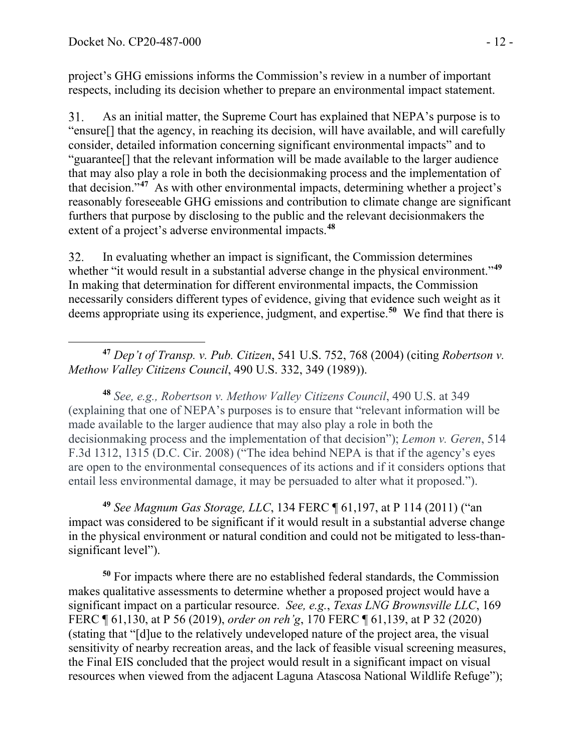project's GHG emissions informs the Commission's review in a number of important respects, including its decision whether to prepare an environmental impact statement.

31. As an initial matter, the Supreme Court has explained that NEPA's purpose is to "ensure[] that the agency, in reaching its decision, will have available, and will carefully consider, detailed information concerning significant environmental impacts" and to "guarantee[] that the relevant information will be made available to the larger audience that may also play a role in both the decisionmaking process and the implementation of that decision."[47] As with other environmental impacts, determining whether a project's reasonably foreseeable GHG emissions and contribution to climate change are significant furthers that purpose by disclosing to the public and the relevant decisionmakers the extent of a project's adverse environmental impacts.[48]

32. In evaluating whether an impact is significant, the Commission determines whether "it would result in a substantial adverse change in the physical environment."[49] In making that determination for different environmental impacts, the Commission necessarily considers different types of evidence, giving that evidence such weight as it deems appropriate using its experience, judgment, and expertise.[50] We find that there is

---

[47] *Dep't of Transp. v. Pub. Citizen*, 541 U.S. 752, 768 (2004) (citing *Robertson v. Methow Valley Citizens Council*, 490 U.S. 332, 349 (1989)).

[48] *See, e.g., Robertson v. Methow Valley Citizens Council*, 490 U.S. at 349 (explaining that one of NEPA's purposes is to ensure that "relevant information will be made available to the larger audience that may also play a role in both the decisionmaking process and the implementation of that decision"); *Lemon v. Geren*, 514 F.3d 1312, 1315 (D.C. Cir. 2008) ("The idea behind NEPA is that if the agency's eyes are open to the environmental consequences of its actions and if it considers options that entail less environmental damage, it may be persuaded to alter what it proposed.").

[49] *See Magnum Gas Storage, LLC*, 134 FERC ¶ 61,197, at P 114 (2011) ("an impact was considered to be significant if it would result in a substantial adverse change in the physical environment or natural condition and could not be mitigated to less-than-significant level").

[50] For impacts where there are no established federal standards, the Commission makes qualitative assessments to determine whether a proposed project would have a significant impact on a particular resource. *See, e.g.*, *Texas LNG Brownsville LLC*, 169 FERC ¶ 61,130, at P 56 (2019), *order on reh'g*, 170 FERC ¶ 61,139, at P 32 (2020) (stating that "[d]ue to the relatively undeveloped nature of the project area, the visual sensitivity of nearby recreation areas, and the lack of feasible visual screening measures, the Final EIS concluded that the project would result in a significant impact on visual resources when viewed from the adjacent Laguna Atascosa National Wildlife Refuge");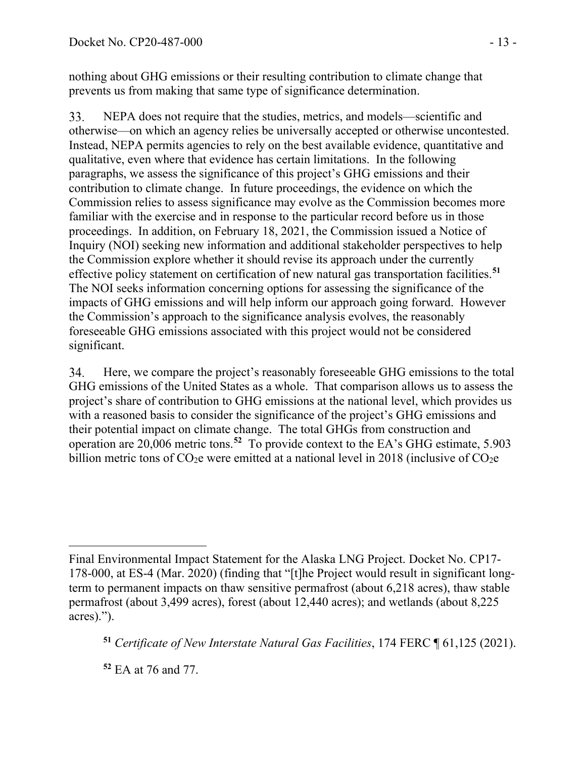nothing about GHG emissions or their resulting contribution to climate change that prevents us from making that same type of significance determination.

33. NEPA does not require that the studies, metrics, and models—scientific and otherwise—on which an agency relies be universally accepted or otherwise uncontested. Instead, NEPA permits agencies to rely on the best available evidence, quantitative and qualitative, even where that evidence has certain limitations. In the following paragraphs, we assess the significance of this project's GHG emissions and their contribution to climate change. In future proceedings, the evidence on which the Commission relies to assess significance may evolve as the Commission becomes more familiar with the exercise and in response to the particular record before us in those proceedings. In addition, on February 18, 2021, the Commission issued a Notice of Inquiry (NOI) seeking new information and additional stakeholder perspectives to help the Commission explore whether it should revise its approach under the currently effective policy statement on certification of new natural gas transportation facilities.[51] The NOI seeks information concerning options for assessing the significance of the impacts of GHG emissions and will help inform our approach going forward. However the Commission's approach to the significance analysis evolves, the reasonably foreseeable GHG emissions associated with this project would not be considered significant.

34. Here, we compare the project's reasonably foreseeable GHG emissions to the total GHG emissions of the United States as a whole. That comparison allows us to assess the project's share of contribution to GHG emissions at the national level, which provides us with a reasoned basis to consider the significance of the project's GHG emissions and their potential impact on climate change. The total GHGs from construction and operation are 20,006 metric tons.[52] To provide context to the EA's GHG estimate, 5.903 billion metric tons of $CO_2e$ were emitted at a national level in 2018 (inclusive of $CO_2e$

---

Final Environmental Impact Statement for the Alaska LNG Project. Docket No. CP17-178-000, at ES-4 (Mar. 2020) (finding that "[t]he Project would result in significant long-term to permanent impacts on thaw sensitive permafrost (about 6,218 acres), thaw stable permafrost (about 3,499 acres), forest (about 12,440 acres); and wetlands (about 8,225 acres).").

[51] *Certificate of New Interstate Natural Gas Facilities*, 174 FERC ¶ 61,125 (2021).

[52] EA at 76 and 77.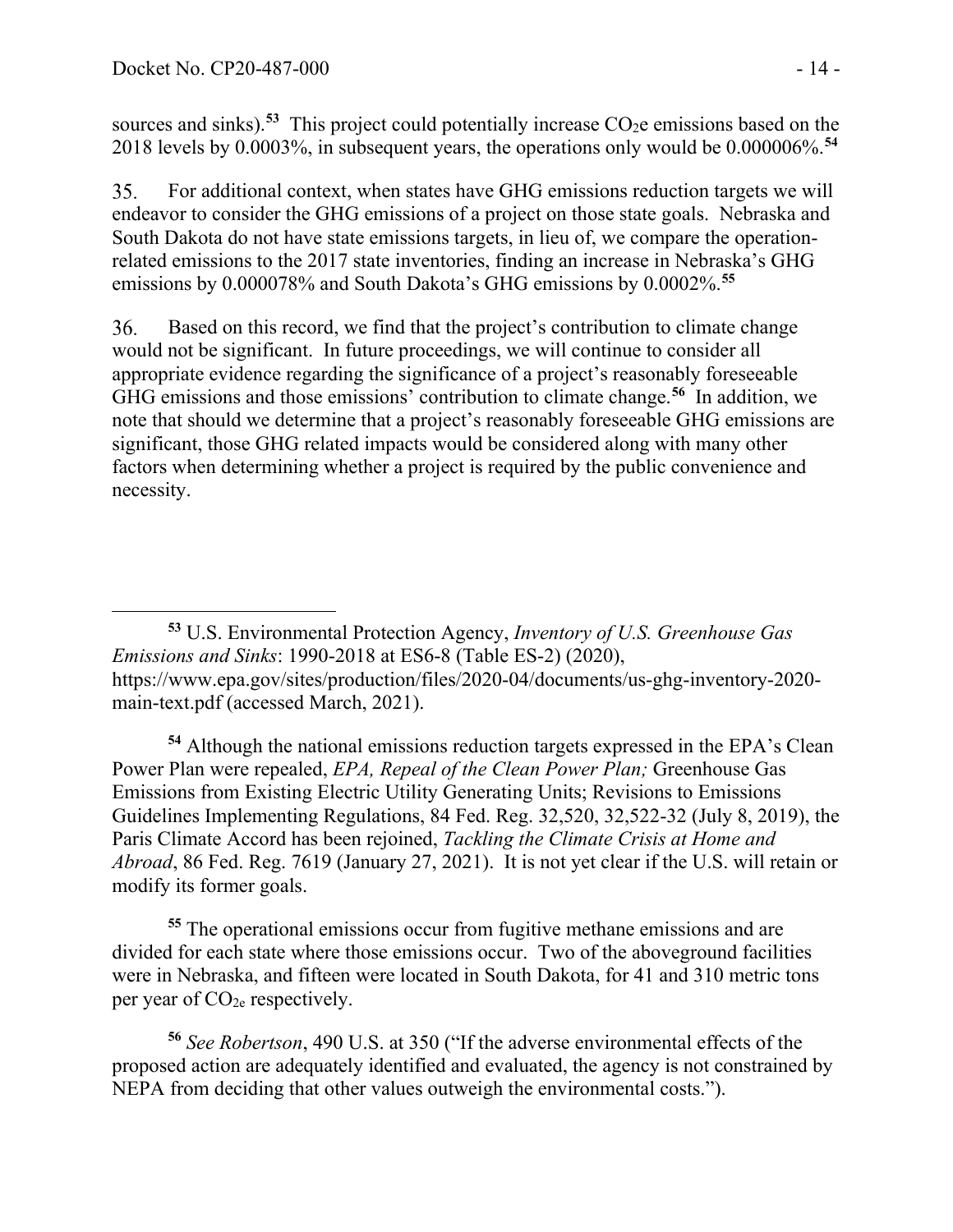sources and sinks).[53] This project could potentially increase $CO_2e$ emissions based on the 2018 levels by 0.0003%, in subsequent years, the operations only would be 0.000006%.[54]

35. For additional context, when states have GHG emissions reduction targets we will endeavor to consider the GHG emissions of a project on those state goals. Nebraska and South Dakota do not have state emissions targets, in lieu of, we compare the operation-related emissions to the 2017 state inventories, finding an increase in Nebraska's GHG emissions by 0.000078% and South Dakota's GHG emissions by 0.0002%.[55]

36. Based on this record, we find that the project's contribution to climate change would not be significant. In future proceedings, we will continue to consider all appropriate evidence regarding the significance of a project's reasonably foreseeable GHG emissions and those emissions' contribution to climate change.[56] In addition, we note that should we determine that a project's reasonably foreseeable GHG emissions are significant, those GHG related impacts would be considered along with many other factors when determining whether a project is required by the public convenience and necessity.

---

[53] U.S. Environmental Protection Agency, *Inventory of U.S. Greenhouse Gas Emissions and Sinks*: 1990-2018 at ES6-8 (Table ES-2) (2020), https://www.epa.gov/sites/production/files/2020-04/documents/us-ghg-inventory-2020-main-text.pdf (accessed March, 2021).

[54] Although the national emissions reduction targets expressed in the EPA's Clean Power Plan were repealed, *EPA, Repeal of the Clean Power Plan;* Greenhouse Gas Emissions from Existing Electric Utility Generating Units; Revisions to Emissions Guidelines Implementing Regulations, 84 Fed. Reg. 32,520, 32,522-32 (July 8, 2019), the Paris Climate Accord has been rejoined, *Tackling the Climate Crisis at Home and Abroad*, 86 Fed. Reg. 7619 (January 27, 2021). It is not yet clear if the U.S. will retain or modify its former goals.

[55] The operational emissions occur from fugitive methane emissions and are divided for each state where those emissions occur. Two of the aboveground facilities were in Nebraska, and fifteen were located in South Dakota, for 41 and 310 metric tons per year of $CO_{2e}$ respectively.

[56] *See Robertson*, 490 U.S. at 350 ("If the adverse environmental effects of the proposed action are adequately identified and evaluated, the agency is not constrained by NEPA from deciding that other values outweigh the environmental costs.").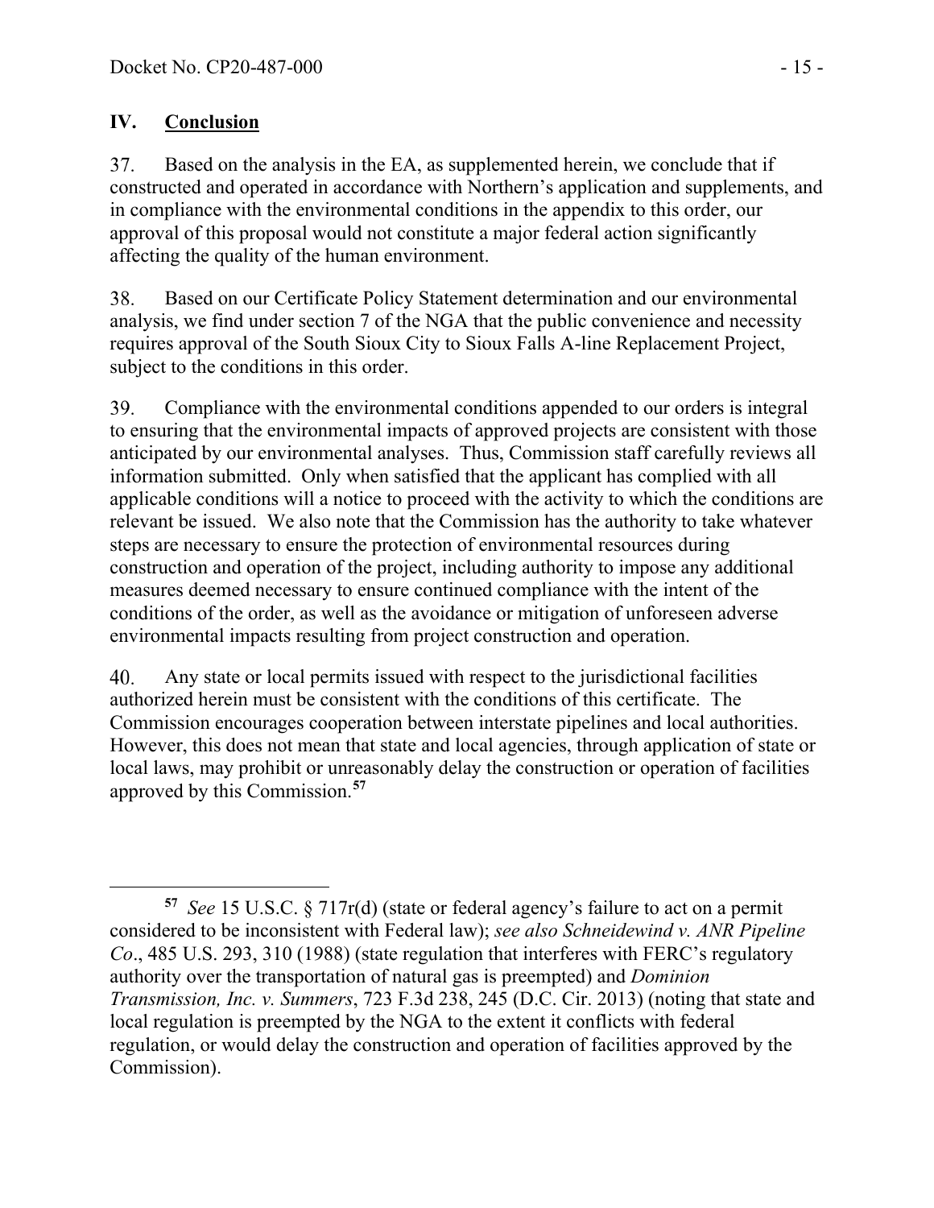## IV. Conclusion

37. Based on the analysis in the EA, as supplemented herein, we conclude that if constructed and operated in accordance with Northern's application and supplements, and in compliance with the environmental conditions in the appendix to this order, our approval of this proposal would not constitute a major federal action significantly affecting the quality of the human environment.

38. Based on our Certificate Policy Statement determination and our environmental analysis, we find under section 7 of the NGA that the public convenience and necessity requires approval of the South Sioux City to Sioux Falls A-line Replacement Project, subject to the conditions in this order.

39. Compliance with the environmental conditions appended to our orders is integral to ensuring that the environmental impacts of approved projects are consistent with those anticipated by our environmental analyses. Thus, Commission staff carefully reviews all information submitted. Only when satisfied that the applicant has complied with all applicable conditions will a notice to proceed with the activity to which the conditions are relevant be issued. We also note that the Commission has the authority to take whatever steps are necessary to ensure the protection of environmental resources during construction and operation of the project, including authority to impose any additional measures deemed necessary to ensure continued compliance with the intent of the conditions of the order, as well as the avoidance or mitigation of unforeseen adverse environmental impacts resulting from project construction and operation.

40. Any state or local permits issued with respect to the jurisdictional facilities authorized herein must be consistent with the conditions of this certificate. The Commission encourages cooperation between interstate pipelines and local authorities. However, this does not mean that state and local agencies, through application of state or local laws, may prohibit or unreasonably delay the construction or operation of facilities approved by this Commission.[57]

---

[57] *See* 15 U.S.C. § 717r(d) (state or federal agency's failure to act on a permit considered to be inconsistent with Federal law); *see also Schneidewind v. ANR Pipeline Co*., 485 U.S. 293, 310 (1988) (state regulation that interferes with FERC's regulatory authority over the transportation of natural gas is preempted) and *Dominion Transmission, Inc. v. Summers*, 723 F.3d 238, 245 (D.C. Cir. 2013) (noting that state and local regulation is preempted by the NGA to the extent it conflicts with federal regulation, or would delay the construction and operation of facilities approved by the Commission).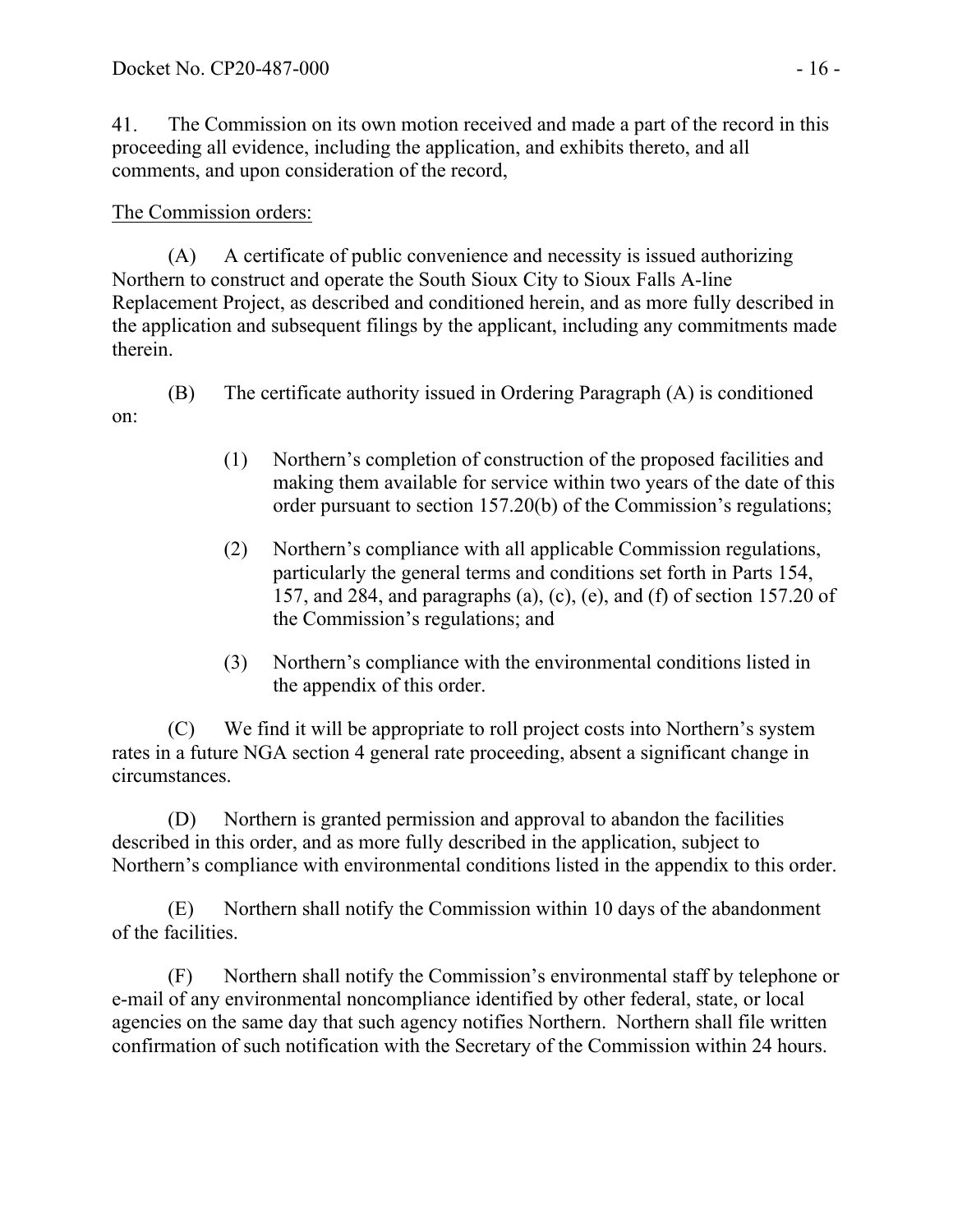41. The Commission on its own motion received and made a part of the record in this proceeding all evidence, including the application, and exhibits thereto, and all comments, and upon consideration of the record,

The Commission orders:

(A) A certificate of public convenience and necessity is issued authorizing Northern to construct and operate the South Sioux City to Sioux Falls A-line Replacement Project, as described and conditioned herein, and as more fully described in the application and subsequent filings by the applicant, including any commitments made therein.

(B) The certificate authority issued in Ordering Paragraph (A) is conditioned on:

> (1) Northern's completion of construction of the proposed facilities and making them available for service within two years of the date of this order pursuant to section 157.20(b) of the Commission's regulations;
>
> (2) Northern's compliance with all applicable Commission regulations, particularly the general terms and conditions set forth in Parts 154, 157, and 284, and paragraphs (a), (c), (e), and (f) of section 157.20 of the Commission's regulations; and
>
> (3) Northern's compliance with the environmental conditions listed in the appendix of this order.

(C) We find it will be appropriate to roll project costs into Northern's system rates in a future NGA section 4 general rate proceeding, absent a significant change in circumstances.

(D) Northern is granted permission and approval to abandon the facilities described in this order, and as more fully described in the application, subject to Northern's compliance with environmental conditions listed in the appendix to this order.

(E) Northern shall notify the Commission within 10 days of the abandonment of the facilities.

(F) Northern shall notify the Commission's environmental staff by telephone or e-mail of any environmental noncompliance identified by other federal, state, or local agencies on the same day that such agency notifies Northern. Northern shall file written confirmation of such notification with the Secretary of the Commission within 24 hours.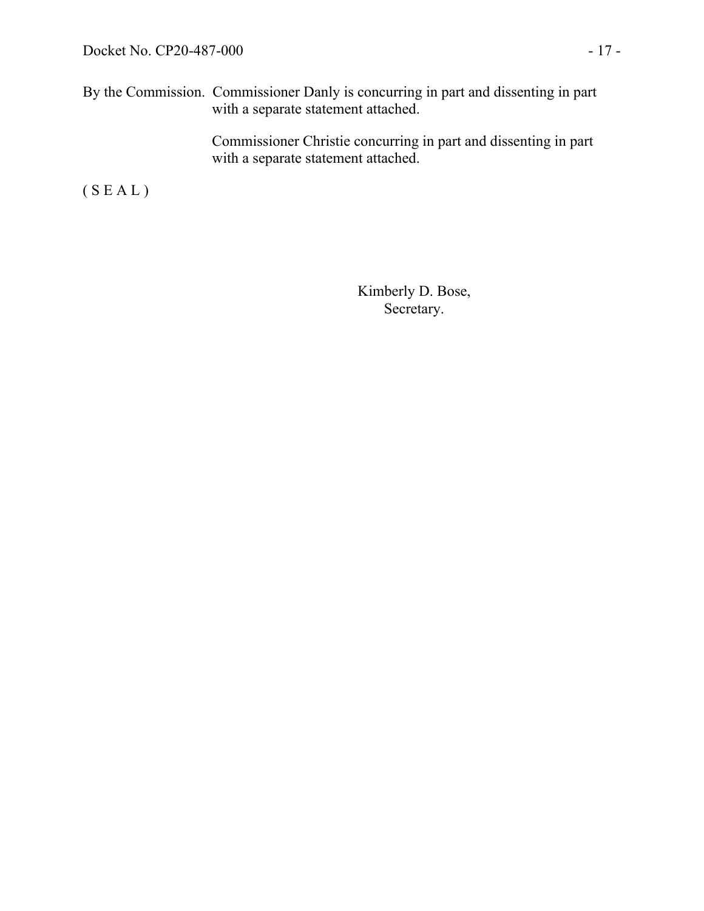By the Commission. Commissioner Danly is concurring in part and dissenting in part with a separate statement attached.

Commissioner Christie concurring in part and dissenting in part with a separate statement attached.

( S E A L )

Kimberly D. Bose,
Secretary.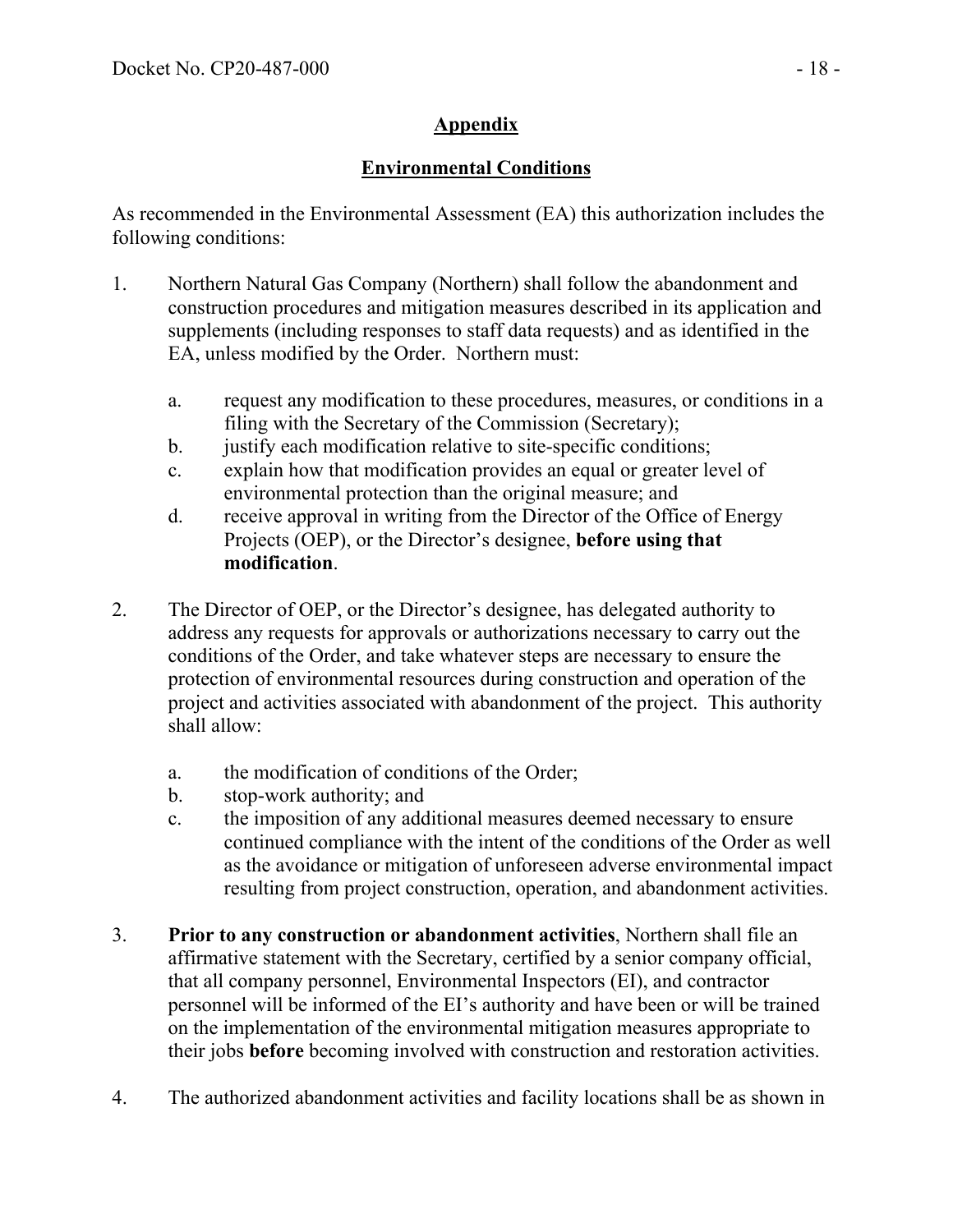## Appendix

## Environmental Conditions

As recommended in the Environmental Assessment (EA) this authorization includes the following conditions:

1. Northern Natural Gas Company (Northern) shall follow the abandonment and construction procedures and mitigation measures described in its application and supplements (including responses to staff data requests) and as identified in the EA, unless modified by the Order. Northern must:

   a. request any modification to these procedures, measures, or conditions in a filing with the Secretary of the Commission (Secretary);
   b. justify each modification relative to site-specific conditions;
   c. explain how that modification provides an equal or greater level of environmental protection than the original measure; and
   d. receive approval in writing from the Director of the Office of Energy Projects (OEP), or the Director's designee, **before using that modification**.

2. The Director of OEP, or the Director's designee, has delegated authority to address any requests for approvals or authorizations necessary to carry out the conditions of the Order, and take whatever steps are necessary to ensure the protection of environmental resources during construction and operation of the project and activities associated with abandonment of the project. This authority shall allow:

   a. the modification of conditions of the Order;
   b. stop-work authority; and
   c. the imposition of any additional measures deemed necessary to ensure continued compliance with the intent of the conditions of the Order as well as the avoidance or mitigation of unforeseen adverse environmental impact resulting from project construction, operation, and abandonment activities.

3. **Prior to any construction or abandonment activities**, Northern shall file an affirmative statement with the Secretary, certified by a senior company official, that all company personnel, Environmental Inspectors (EI), and contractor personnel will be informed of the EI's authority and have been or will be trained on the implementation of the environmental mitigation measures appropriate to their jobs **before** becoming involved with construction and restoration activities.

4. The authorized abandonment activities and facility locations shall be as shown in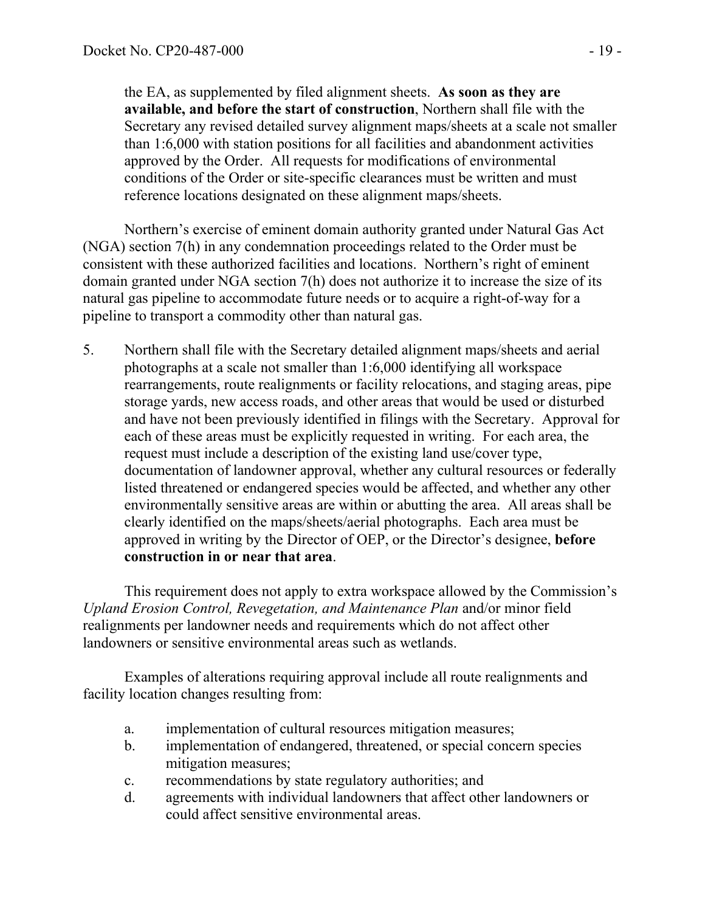the EA, as supplemented by filed alignment sheets. **As soon as they are available, and before the start of construction**, Northern shall file with the Secretary any revised detailed survey alignment maps/sheets at a scale not smaller than 1:6,000 with station positions for all facilities and abandonment activities approved by the Order. All requests for modifications of environmental conditions of the Order or site-specific clearances must be written and must reference locations designated on these alignment maps/sheets.

Northern's exercise of eminent domain authority granted under Natural Gas Act (NGA) section 7(h) in any condemnation proceedings related to the Order must be consistent with these authorized facilities and locations. Northern's right of eminent domain granted under NGA section 7(h) does not authorize it to increase the size of its natural gas pipeline to accommodate future needs or to acquire a right-of-way for a pipeline to transport a commodity other than natural gas.

5. Northern shall file with the Secretary detailed alignment maps/sheets and aerial photographs at a scale not smaller than 1:6,000 identifying all workspace rearrangements, route realignments or facility relocations, and staging areas, pipe storage yards, new access roads, and other areas that would be used or disturbed and have not been previously identified in filings with the Secretary. Approval for each of these areas must be explicitly requested in writing. For each area, the request must include a description of the existing land use/cover type, documentation of landowner approval, whether any cultural resources or federally listed threatened or endangered species would be affected, and whether any other environmentally sensitive areas are within or abutting the area. All areas shall be clearly identified on the maps/sheets/aerial photographs. Each area must be approved in writing by the Director of OEP, or the Director's designee, **before construction in or near that area**.

This requirement does not apply to extra workspace allowed by the Commission's *Upland Erosion Control, Revegetation, and Maintenance Plan* and/or minor field realignments per landowner needs and requirements which do not affect other landowners or sensitive environmental areas such as wetlands.

Examples of alterations requiring approval include all route realignments and facility location changes resulting from:

a. implementation of cultural resources mitigation measures;
b. implementation of endangered, threatened, or special concern species mitigation measures;
c. recommendations by state regulatory authorities; and
d. agreements with individual landowners that affect other landowners or could affect sensitive environmental areas.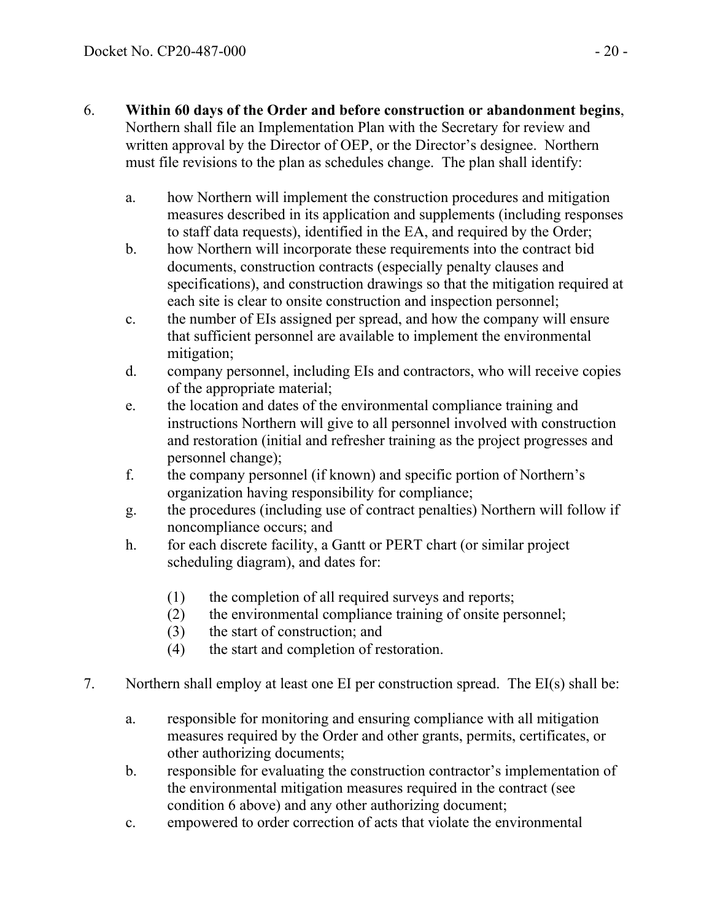6. **Within 60 days of the Order and before construction or abandonment begins**, Northern shall file an Implementation Plan with the Secretary for review and written approval by the Director of OEP, or the Director's designee. Northern must file revisions to the plan as schedules change. The plan shall identify:

   a. how Northern will implement the construction procedures and mitigation measures described in its application and supplements (including responses to staff data requests), identified in the EA, and required by the Order;
   b. how Northern will incorporate these requirements into the contract bid documents, construction contracts (especially penalty clauses and specifications), and construction drawings so that the mitigation required at each site is clear to onsite construction and inspection personnel;
   c. the number of EIs assigned per spread, and how the company will ensure that sufficient personnel are available to implement the environmental mitigation;
   d. company personnel, including EIs and contractors, who will receive copies of the appropriate material;
   e. the location and dates of the environmental compliance training and instructions Northern will give to all personnel involved with construction and restoration (initial and refresher training as the project progresses and personnel change);
   f. the company personnel (if known) and specific portion of Northern's organization having responsibility for compliance;
   g. the procedures (including use of contract penalties) Northern will follow if noncompliance occurs; and
   h. for each discrete facility, a Gantt or PERT chart (or similar project scheduling diagram), and dates for:

      (1) the completion of all required surveys and reports;
      (2) the environmental compliance training of onsite personnel;
      (3) the start of construction; and
      (4) the start and completion of restoration.

7. Northern shall employ at least one EI per construction spread. The EI(s) shall be:

   a. responsible for monitoring and ensuring compliance with all mitigation measures required by the Order and other grants, permits, certificates, or other authorizing documents;
   b. responsible for evaluating the construction contractor's implementation of the environmental mitigation measures required in the contract (see condition 6 above) and any other authorizing document;
   c. empowered to order correction of acts that violate the environmental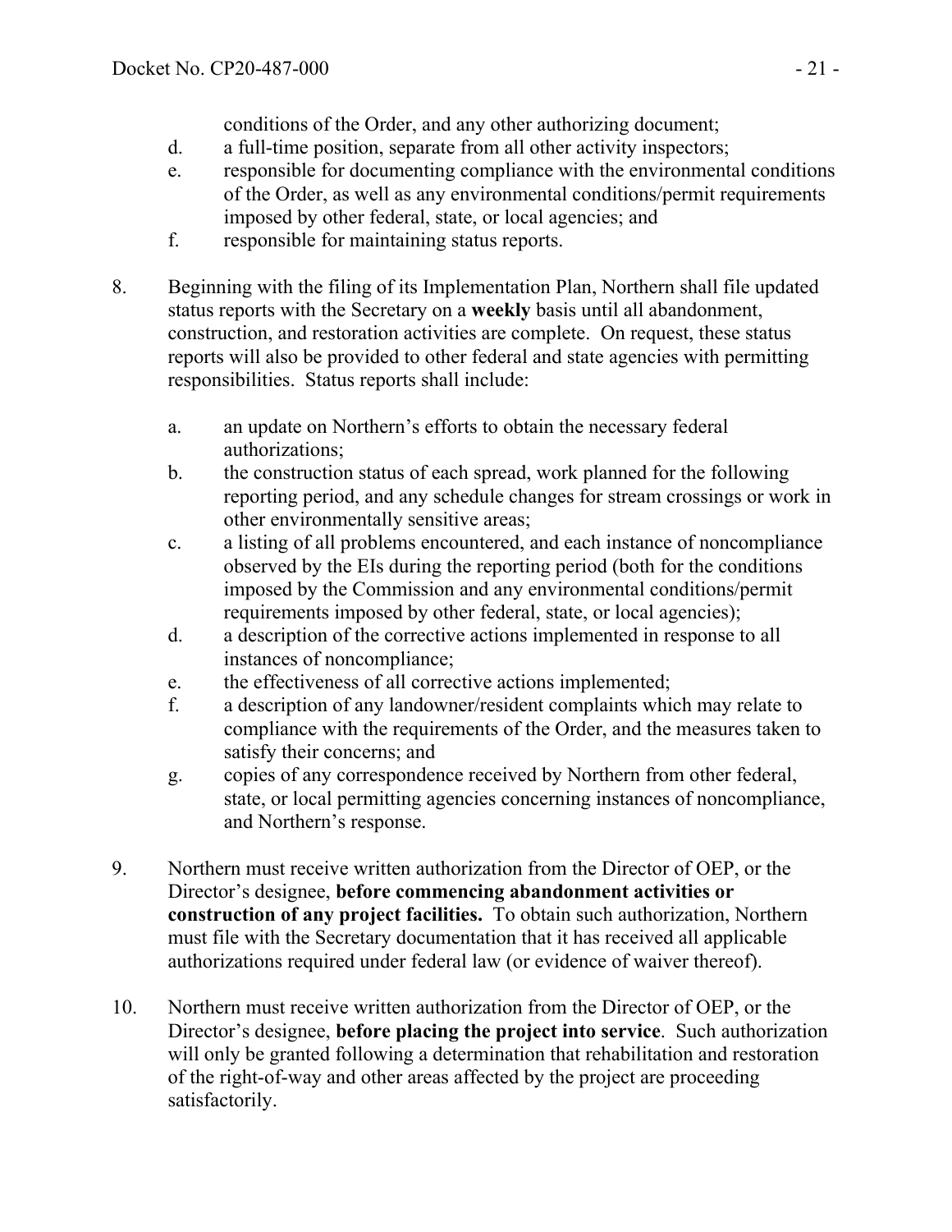conditions of the Order, and any other authorizing document;

d. a full-time position, separate from all other activity inspectors;

e. responsible for documenting compliance with the environmental conditions of the Order, as well as any environmental conditions/permit requirements imposed by other federal, state, or local agencies; and

f. responsible for maintaining status reports.

8. Beginning with the filing of its Implementation Plan, Northern shall file updated status reports with the Secretary on a **weekly** basis until all abandonment, construction, and restoration activities are complete. On request, these status reports will also be provided to other federal and state agencies with permitting responsibilities. Status reports shall include:

   a. an update on Northern's efforts to obtain the necessary federal authorizations;

   b. the construction status of each spread, work planned for the following reporting period, and any schedule changes for stream crossings or work in other environmentally sensitive areas;

   c. a listing of all problems encountered, and each instance of noncompliance observed by the EIs during the reporting period (both for the conditions imposed by the Commission and any environmental conditions/permit requirements imposed by other federal, state, or local agencies);

   d. a description of the corrective actions implemented in response to all instances of noncompliance;

   e. the effectiveness of all corrective actions implemented;

   f. a description of any landowner/resident complaints which may relate to compliance with the requirements of the Order, and the measures taken to satisfy their concerns; and

   g. copies of any correspondence received by Northern from other federal, state, or local permitting agencies concerning instances of noncompliance, and Northern's response.

9. Northern must receive written authorization from the Director of OEP, or the Director's designee, **before commencing abandonment activities or construction of any project facilities.** To obtain such authorization, Northern must file with the Secretary documentation that it has received all applicable authorizations required under federal law (or evidence of waiver thereof).

10. Northern must receive written authorization from the Director of OEP, or the Director's designee, **before placing the project into service**. Such authorization will only be granted following a determination that rehabilitation and restoration of the right-of-way and other areas affected by the project are proceeding satisfactorily.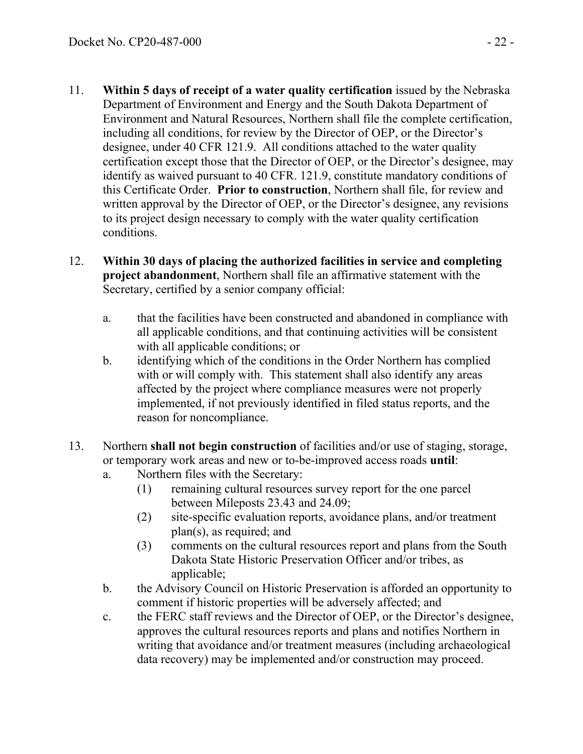11. **Within 5 days of receipt of a water quality certification** issued by the Nebraska Department of Environment and Energy and the South Dakota Department of Environment and Natural Resources, Northern shall file the complete certification, including all conditions, for review by the Director of OEP, or the Director's designee, under 40 CFR 121.9. All conditions attached to the water quality certification except those that the Director of OEP, or the Director's designee, may identify as waived pursuant to 40 CFR. 121.9, constitute mandatory conditions of this Certificate Order. **Prior to construction**, Northern shall file, for review and written approval by the Director of OEP, or the Director's designee, any revisions to its project design necessary to comply with the water quality certification conditions.

12. **Within 30 days of placing the authorized facilities in service and completing project abandonment**, Northern shall file an affirmative statement with the Secretary, certified by a senior company official:

    a. that the facilities have been constructed and abandoned in compliance with all applicable conditions, and that continuing activities will be consistent with all applicable conditions; or

    b. identifying which of the conditions in the Order Northern has complied with or will comply with. This statement shall also identify any areas affected by the project where compliance measures were not properly implemented, if not previously identified in filed status reports, and the reason for noncompliance.

13. Northern **shall not begin construction** of facilities and/or use of staging, storage, or temporary work areas and new or to-be-improved access roads **until**:

    a. Northern files with the Secretary:

       (1) remaining cultural resources survey report for the one parcel between Mileposts 23.43 and 24.09;

       (2) site-specific evaluation reports, avoidance plans, and/or treatment plan(s), as required; and

       (3) comments on the cultural resources report and plans from the South Dakota State Historic Preservation Officer and/or tribes, as applicable;

    b. the Advisory Council on Historic Preservation is afforded an opportunity to comment if historic properties will be adversely affected; and

    c. the FERC staff reviews and the Director of OEP, or the Director's designee, approves the cultural resources reports and plans and notifies Northern in writing that avoidance and/or treatment measures (including archaeological data recovery) may be implemented and/or construction may proceed.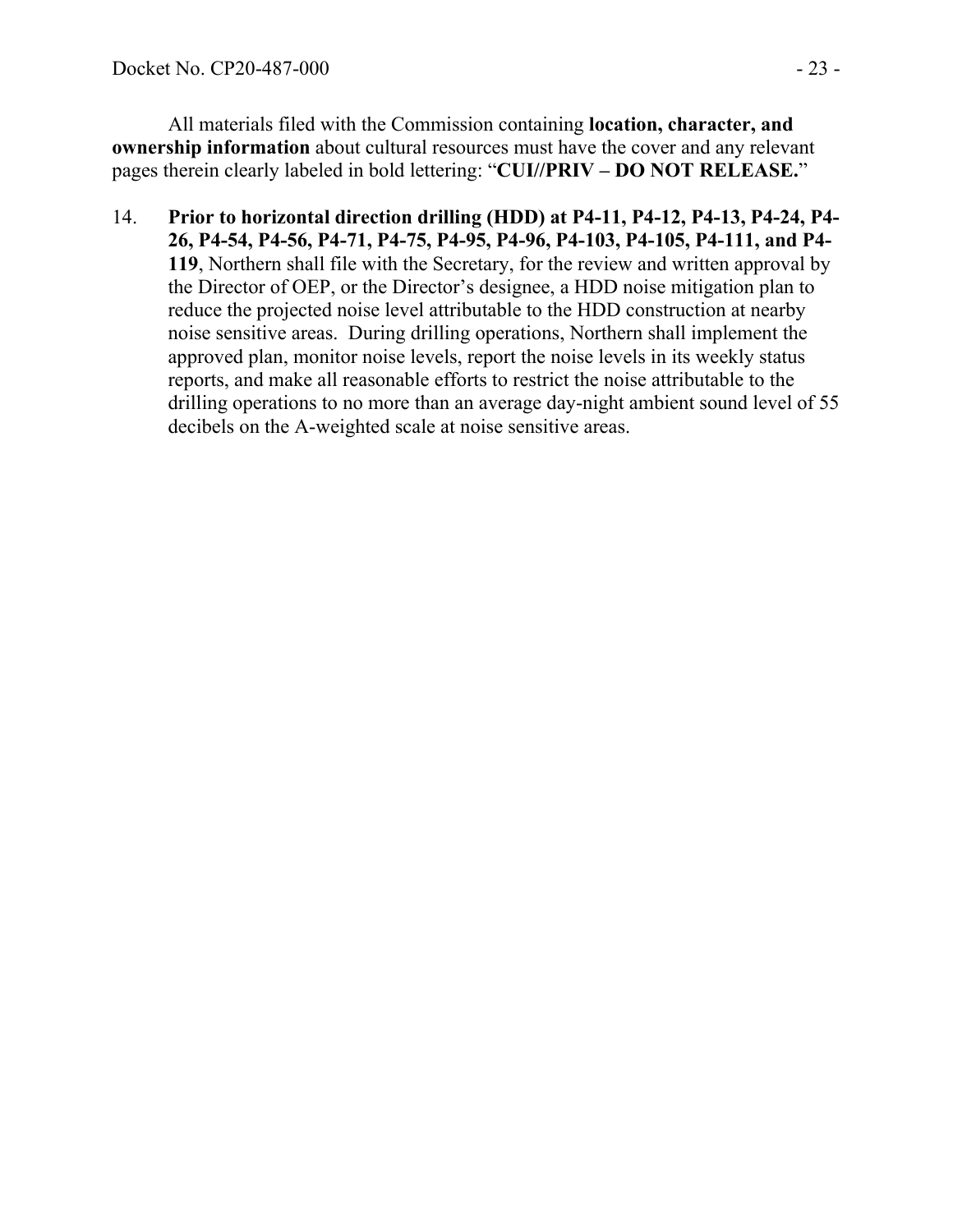All materials filed with the Commission containing **location, character, and ownership information** about cultural resources must have the cover and any relevant pages therein clearly labeled in bold lettering: "**CUI//PRIV – DO NOT RELEASE.**"

14. **Prior to horizontal direction drilling (HDD) at P4-11, P4-12, P4-13, P4-24, P4-26, P4-54, P4-56, P4-71, P4-75, P4-95, P4-96, P4-103, P4-105, P4-111, and P4-119**, Northern shall file with the Secretary, for the review and written approval by the Director of OEP, or the Director's designee, a HDD noise mitigation plan to reduce the projected noise level attributable to the HDD construction at nearby noise sensitive areas. During drilling operations, Northern shall implement the approved plan, monitor noise levels, report the noise levels in its weekly status reports, and make all reasonable efforts to restrict the noise attributable to the drilling operations to no more than an average day-night ambient sound level of 55 decibels on the A-weighted scale at noise sensitive areas.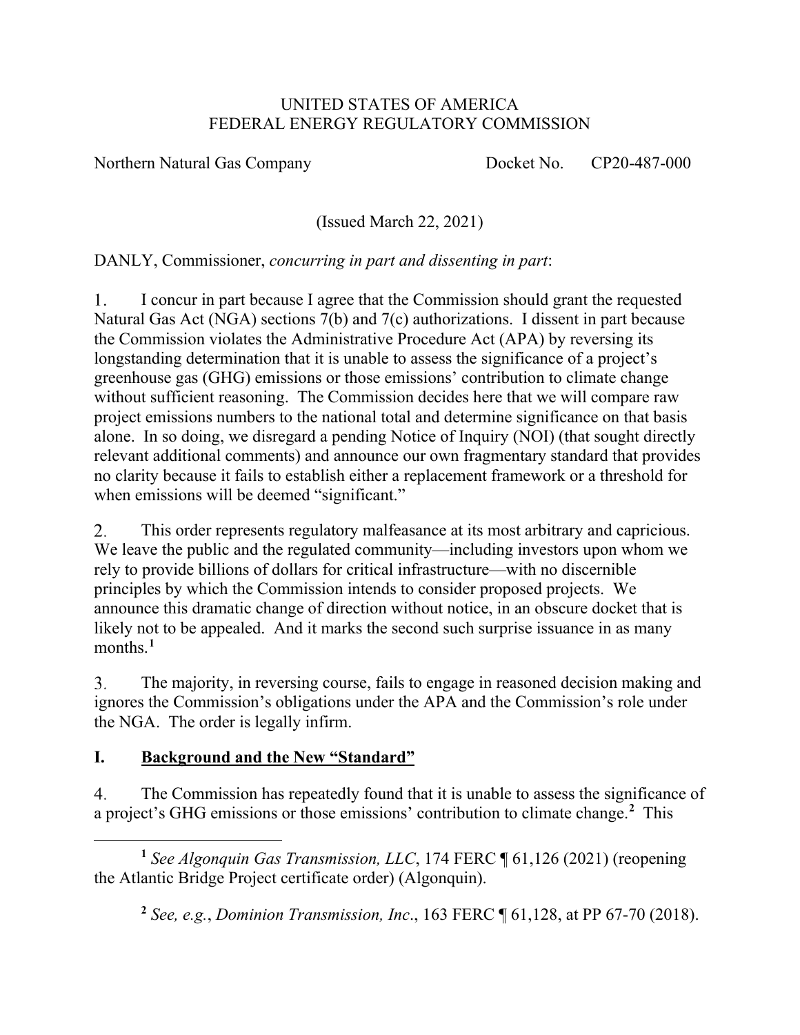UNITED STATES OF AMERICA
FEDERAL ENERGY REGULATORY COMMISSION

Northern Natural Gas Company Docket No. CP20-487-000

(Issued March 22, 2021)

DANLY, Commissioner, *concurring in part and dissenting in part*:

1. I concur in part because I agree that the Commission should grant the requested Natural Gas Act (NGA) sections 7(b) and 7(c) authorizations. I dissent in part because the Commission violates the Administrative Procedure Act (APA) by reversing its longstanding determination that it is unable to assess the significance of a project's greenhouse gas (GHG) emissions or those emissions' contribution to climate change without sufficient reasoning. The Commission decides here that we will compare raw project emissions numbers to the national total and determine significance on that basis alone. In so doing, we disregard a pending Notice of Inquiry (NOI) (that sought directly relevant additional comments) and announce our own fragmentary standard that provides no clarity because it fails to establish either a replacement framework or a threshold for when emissions will be deemed "significant."

2. This order represents regulatory malfeasance at its most arbitrary and capricious. We leave the public and the regulated community—including investors upon whom we rely to provide billions of dollars for critical infrastructure—with no discernible principles by which the Commission intends to consider proposed projects. We announce this dramatic change of direction without notice, in an obscure docket that is likely not to be appealed. And it marks the second such surprise issuance in as many months.[1]

3. The majority, in reversing course, fails to engage in reasoned decision making and ignores the Commission's obligations under the APA and the Commission's role under the NGA. The order is legally infirm.

## I. Background and the New "Standard"

4. The Commission has repeatedly found that it is unable to assess the significance of a project's GHG emissions or those emissions' contribution to climate change.[2] This

[1] *See Algonquin Gas Transmission, LLC*, 174 FERC ¶ 61,126 (2021) (reopening the Atlantic Bridge Project certificate order) (Algonquin).

[2] *See, e.g.*, *Dominion Transmission, Inc*., 163 FERC ¶ 61,128, at PP 67-70 (2018).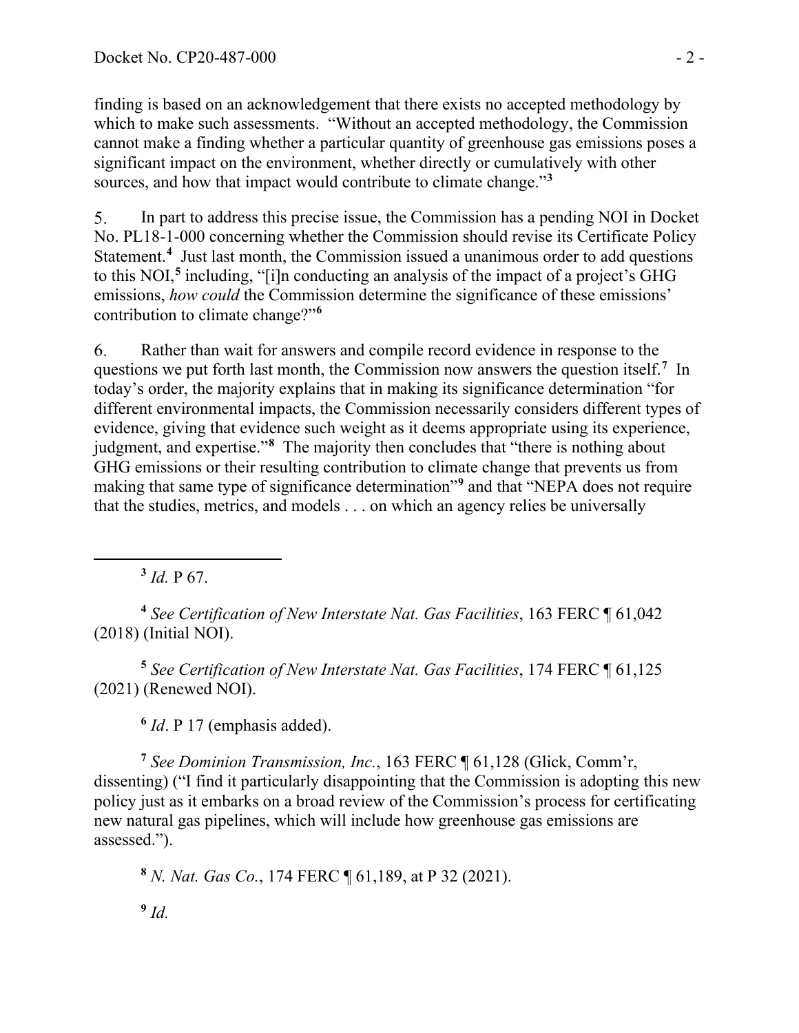finding is based on an acknowledgement that there exists no accepted methodology by which to make such assessments. "Without an accepted methodology, the Commission cannot make a finding whether a particular quantity of greenhouse gas emissions poses a significant impact on the environment, whether directly or cumulatively with other sources, and how that impact would contribute to climate change."[3]

5. In part to address this precise issue, the Commission has a pending NOI in Docket No. PL18-1-000 concerning whether the Commission should revise its Certificate Policy Statement.[4] Just last month, the Commission issued a unanimous order to add questions to this NOI,[5] including, "[i]n conducting an analysis of the impact of a project's GHG emissions, *how could* the Commission determine the significance of these emissions' contribution to climate change?"[6]

6. Rather than wait for answers and compile record evidence in response to the questions we put forth last month, the Commission now answers the question itself.[7] In today's order, the majority explains that in making its significance determination "for different environmental impacts, the Commission necessarily considers different types of evidence, giving that evidence such weight as it deems appropriate using its experience, judgment, and expertise."[8] The majority then concludes that "there is nothing about GHG emissions or their resulting contribution to climate change that prevents us from making that same type of significance determination"[9] and that "NEPA does not require that the studies, metrics, and models . . . on which an agency relies be universally

---

[3] *Id.* P 67.

[4] *See Certification of New Interstate Nat. Gas Facilities*, 163 FERC ¶ 61,042 (2018) (Initial NOI).

[5] *See Certification of New Interstate Nat. Gas Facilities*, 174 FERC ¶ 61,125 (2021) (Renewed NOI).

[6] *Id*. P 17 (emphasis added).

[7] *See Dominion Transmission, Inc.*, 163 FERC ¶ 61,128 (Glick, Comm'r, dissenting) ("I find it particularly disappointing that the Commission is adopting this new policy just as it embarks on a broad review of the Commission's process for certificating new natural gas pipelines, which will include how greenhouse gas emissions are assessed.").

[8] *N. Nat. Gas Co.*, 174 FERC ¶ 61,189, at P 32 (2021).

[9] *Id.*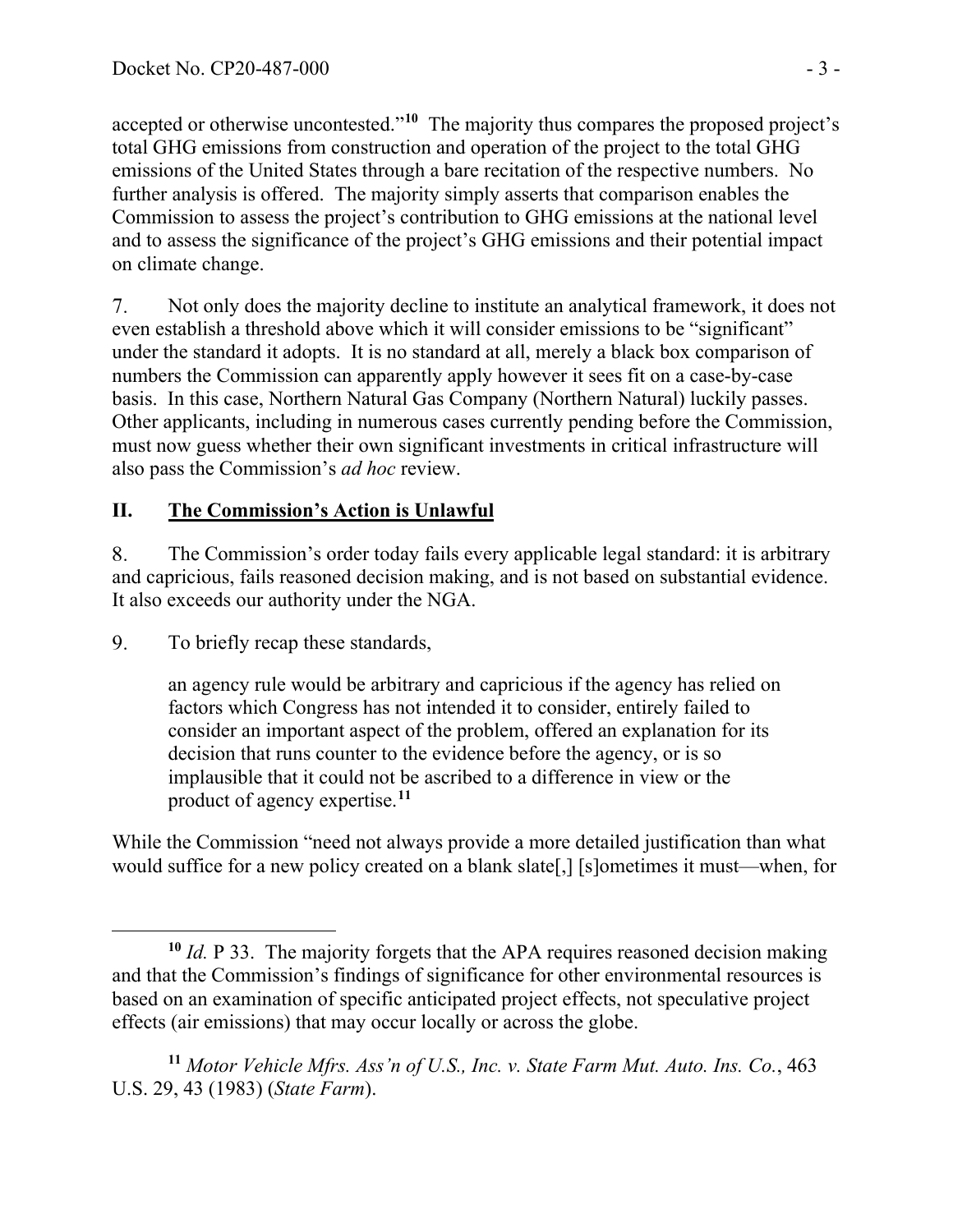accepted or otherwise uncontested."[10] The majority thus compares the proposed project's total GHG emissions from construction and operation of the project to the total GHG emissions of the United States through a bare recitation of the respective numbers. No further analysis is offered. The majority simply asserts that comparison enables the Commission to assess the project's contribution to GHG emissions at the national level and to assess the significance of the project's GHG emissions and their potential impact on climate change.

7. Not only does the majority decline to institute an analytical framework, it does not even establish a threshold above which it will consider emissions to be "significant" under the standard it adopts. It is no standard at all, merely a black box comparison of numbers the Commission can apparently apply however it sees fit on a case-by-case basis. In this case, Northern Natural Gas Company (Northern Natural) luckily passes. Other applicants, including in numerous cases currently pending before the Commission, must now guess whether their own significant investments in critical infrastructure will also pass the Commission's *ad hoc* review.

## II. <u>The Commission's Action is Unlawful</u>

8. The Commission's order today fails every applicable legal standard: it is arbitrary and capricious, fails reasoned decision making, and is not based on substantial evidence. It also exceeds our authority under the NGA.

9. To briefly recap these standards,

> an agency rule would be arbitrary and capricious if the agency has relied on factors which Congress has not intended it to consider, entirely failed to consider an important aspect of the problem, offered an explanation for its decision that runs counter to the evidence before the agency, or is so implausible that it could not be ascribed to a difference in view or the product of agency expertise.[11]

While the Commission "need not always provide a more detailed justification than what would suffice for a new policy created on a blank slate[,] [s]ometimes it must—when, for

---

[10] *Id.* P 33. The majority forgets that the APA requires reasoned decision making and that the Commission's findings of significance for other environmental resources is based on an examination of specific anticipated project effects, not speculative project effects (air emissions) that may occur locally or across the globe.

[11] *Motor Vehicle Mfrs. Ass'n of U.S., Inc. v. State Farm Mut. Auto. Ins. Co.*, 463 U.S. 29, 43 (1983) (*State Farm*).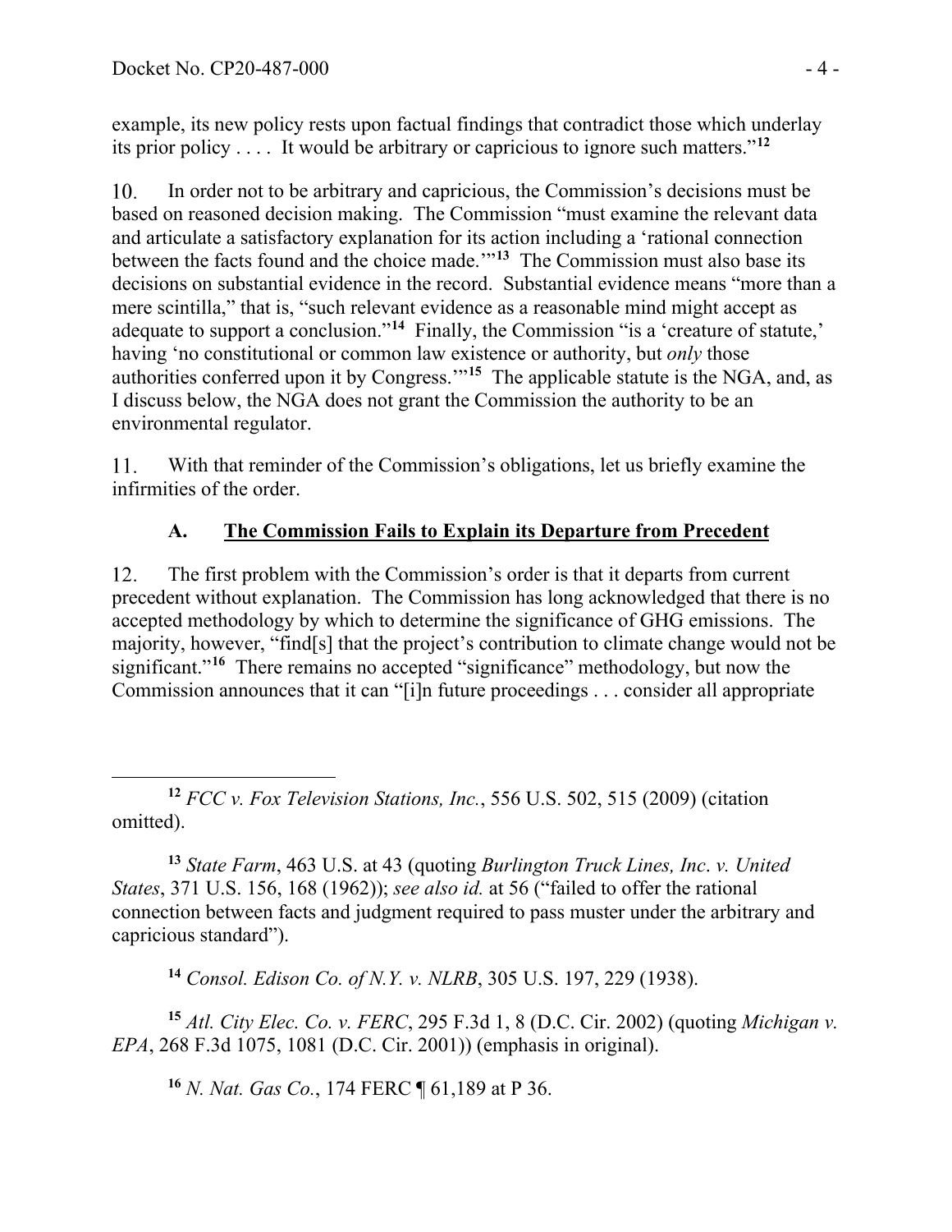example, its new policy rests upon factual findings that contradict those which underlay its prior policy . . . . It would be arbitrary or capricious to ignore such matters."[12]

10. In order not to be arbitrary and capricious, the Commission's decisions must be based on reasoned decision making. The Commission "must examine the relevant data and articulate a satisfactory explanation for its action including a 'rational connection between the facts found and the choice made.'"[13] The Commission must also base its decisions on substantial evidence in the record. Substantial evidence means "more than a mere scintilla," that is, "such relevant evidence as a reasonable mind might accept as adequate to support a conclusion."[14] Finally, the Commission "is a 'creature of statute,' having 'no constitutional or common law existence or authority, but *only* those authorities conferred upon it by Congress.'"[15] The applicable statute is the NGA, and, as I discuss below, the NGA does not grant the Commission the authority to be an environmental regulator.

11. With that reminder of the Commission's obligations, let us briefly examine the infirmities of the order.

### A. The Commission Fails to Explain its Departure from Precedent

12. The first problem with the Commission's order is that it departs from current precedent without explanation. The Commission has long acknowledged that there is no accepted methodology by which to determine the significance of GHG emissions. The majority, however, "find[s] that the project's contribution to climate change would not be significant."[16] There remains no accepted "significance" methodology, but now the Commission announces that it can "[i]n future proceedings . . . consider all appropriate

---

[12] *FCC v. Fox Television Stations, Inc.*, 556 U.S. 502, 515 (2009) (citation omitted).

[13] *State Farm*, 463 U.S. at 43 (quoting *Burlington Truck Lines, Inc*. *v. United States*, 371 U.S. 156, 168 (1962)); *see also id.* at 56 ("failed to offer the rational connection between facts and judgment required to pass muster under the arbitrary and capricious standard").

[14] *Consol. Edison Co. of N.Y. v. NLRB*, 305 U.S. 197, 229 (1938).

[15] *Atl. City Elec. Co. v. FERC*, 295 F.3d 1, 8 (D.C. Cir. 2002) (quoting *Michigan v. EPA*, 268 F.3d 1075, 1081 (D.C. Cir. 2001)) (emphasis in original).

[16] *N. Nat. Gas Co.*, 174 FERC ¶ 61,189 at P 36.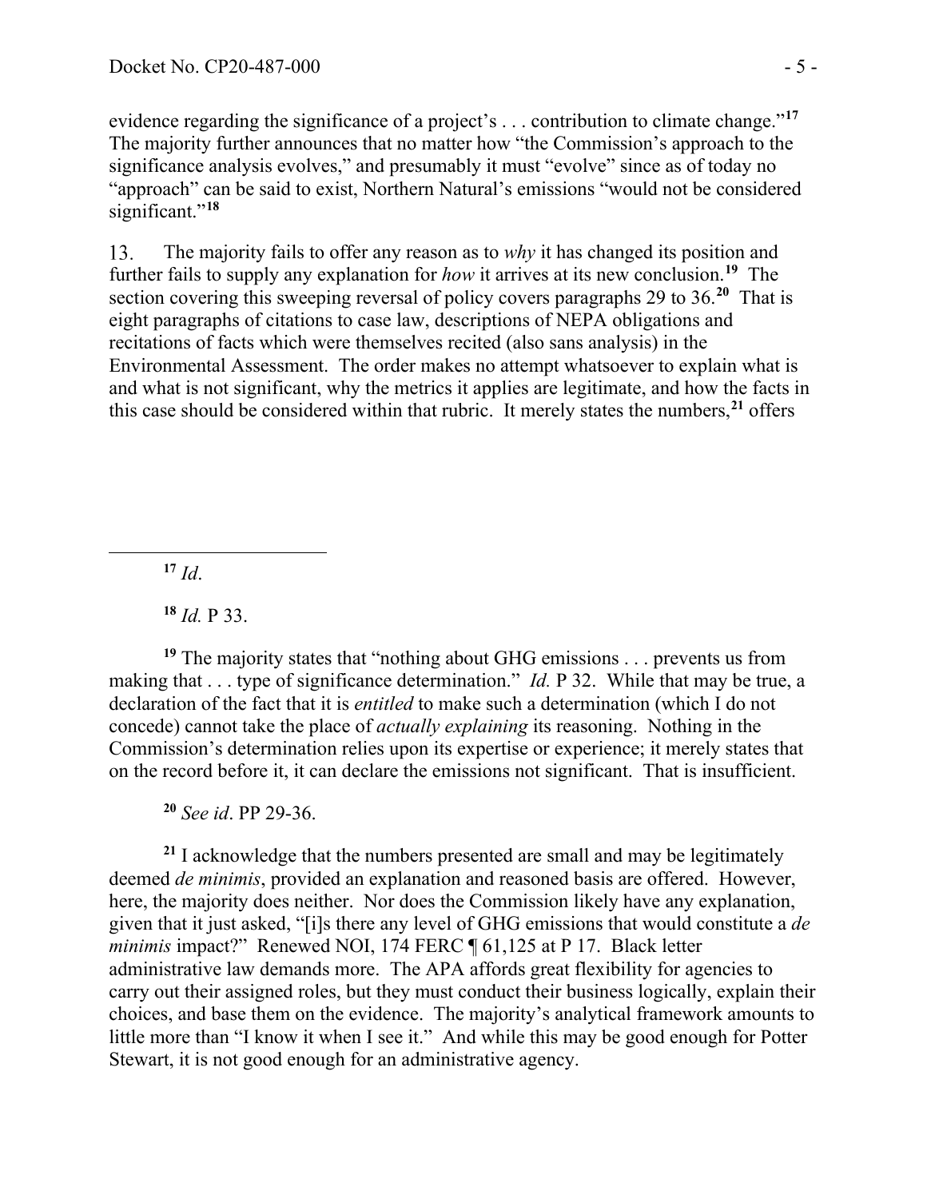evidence regarding the significance of a project's . . . contribution to climate change."[17] The majority further announces that no matter how "the Commission's approach to the significance analysis evolves," and presumably it must "evolve" since as of today no "approach" can be said to exist, Northern Natural's emissions "would not be considered significant."[18]

13. The majority fails to offer any reason as to *why* it has changed its position and further fails to supply any explanation for *how* it arrives at its new conclusion.[19] The section covering this sweeping reversal of policy covers paragraphs 29 to 36.[20] That is eight paragraphs of citations to case law, descriptions of NEPA obligations and recitations of facts which were themselves recited (also sans analysis) in the Environmental Assessment. The order makes no attempt whatsoever to explain what is and what is not significant, why the metrics it applies are legitimate, and how the facts in this case should be considered within that rubric. It merely states the numbers,[21] offers

---

[17] *Id*.

[18] *Id.* P 33.

[19] The majority states that "nothing about GHG emissions . . . prevents us from making that . . . type of significance determination." *Id.* P 32. While that may be true, a declaration of the fact that it is *entitled* to make such a determination (which I do not concede) cannot take the place of *actually explaining* its reasoning. Nothing in the Commission's determination relies upon its expertise or experience; it merely states that on the record before it, it can declare the emissions not significant. That is insufficient.

[20] *See id*. PP 29-36.

[21] I acknowledge that the numbers presented are small and may be legitimately deemed *de minimis*, provided an explanation and reasoned basis are offered. However, here, the majority does neither. Nor does the Commission likely have any explanation, given that it just asked, "[i]s there any level of GHG emissions that would constitute a *de minimis* impact?" Renewed NOI, 174 FERC ¶ 61,125 at P 17. Black letter administrative law demands more. The APA affords great flexibility for agencies to carry out their assigned roles, but they must conduct their business logically, explain their choices, and base them on the evidence. The majority's analytical framework amounts to little more than "I know it when I see it." And while this may be good enough for Potter Stewart, it is not good enough for an administrative agency.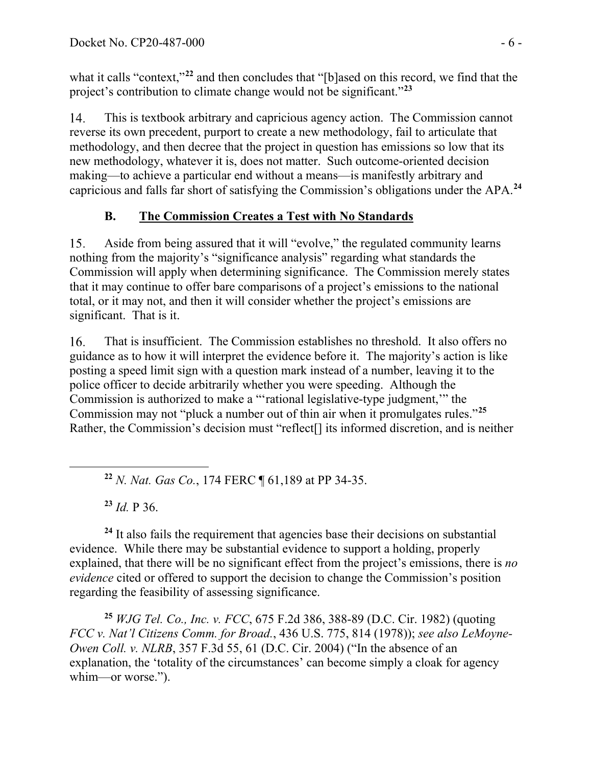what it calls "context,"[22] and then concludes that "[b]ased on this record, we find that the project's contribution to climate change would not be significant."[23]

14. This is textbook arbitrary and capricious agency action. The Commission cannot reverse its own precedent, purport to create a new methodology, fail to articulate that methodology, and then decree that the project in question has emissions so low that its new methodology, whatever it is, does not matter. Such outcome-oriented decision making—to achieve a particular end without a means—is manifestly arbitrary and capricious and falls far short of satisfying the Commission's obligations under the APA.[24]

## B. The Commission Creates a Test with No Standards

15. Aside from being assured that it will "evolve," the regulated community learns nothing from the majority's "significance analysis" regarding what standards the Commission will apply when determining significance. The Commission merely states that it may continue to offer bare comparisons of a project's emissions to the national total, or it may not, and then it will consider whether the project's emissions are significant. That is it.

16. That is insufficient. The Commission establishes no threshold. It also offers no guidance as to how it will interpret the evidence before it. The majority's action is like posting a speed limit sign with a question mark instead of a number, leaving it to the police officer to decide arbitrarily whether you were speeding. Although the Commission is authorized to make a "'rational legislative-type judgment,'" the Commission may not "pluck a number out of thin air when it promulgates rules."[25] Rather, the Commission's decision must "reflect[] its informed discretion, and is neither

---

[22] *N. Nat. Gas Co.*, 174 FERC ¶ 61,189 at PP 34-35.

[23] *Id.* P 36.

[24] It also fails the requirement that agencies base their decisions on substantial evidence. While there may be substantial evidence to support a holding, properly explained, that there will be no significant effect from the project's emissions, there is *no evidence* cited or offered to support the decision to change the Commission's position regarding the feasibility of assessing significance.

[25] *WJG Tel. Co., Inc. v. FCC*, 675 F.2d 386, 388-89 (D.C. Cir. 1982) (quoting *FCC v. Nat'l Citizens Comm. for Broad.*, 436 U.S. 775, 814 (1978)); *see also LeMoyne-Owen Coll. v. NLRB*, 357 F.3d 55, 61 (D.C. Cir. 2004) ("In the absence of an explanation, the 'totality of the circumstances' can become simply a cloak for agency whim—or worse.").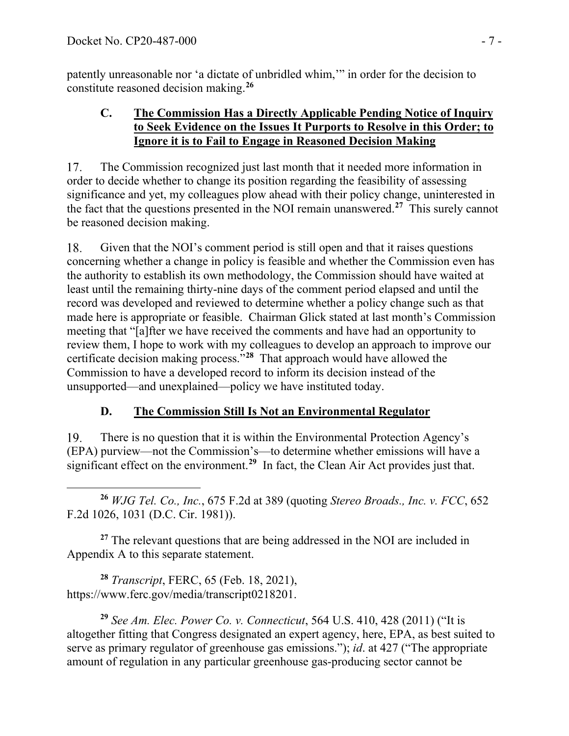patently unreasonable nor 'a dictate of unbridled whim,'" in order for the decision to constitute reasoned decision making.[26]

### C. The Commission Has a Directly Applicable Pending Notice of Inquiry to Seek Evidence on the Issues It Purports to Resolve in this Order; to Ignore it is to Fail to Engage in Reasoned Decision Making

17. The Commission recognized just last month that it needed more information in order to decide whether to change its position regarding the feasibility of assessing significance and yet, my colleagues plow ahead with their policy change, uninterested in the fact that the questions presented in the NOI remain unanswered.[27] This surely cannot be reasoned decision making.

18. Given that the NOI's comment period is still open and that it raises questions concerning whether a change in policy is feasible and whether the Commission even has the authority to establish its own methodology, the Commission should have waited at least until the remaining thirty-nine days of the comment period elapsed and until the record was developed and reviewed to determine whether a policy change such as that made here is appropriate or feasible. Chairman Glick stated at last month's Commission meeting that "[a]fter we have received the comments and have had an opportunity to review them, I hope to work with my colleagues to develop an approach to improve our certificate decision making process."[28] That approach would have allowed the Commission to have a developed record to inform its decision instead of the unsupported—and unexplained—policy we have instituted today.

### D. The Commission Still Is Not an Environmental Regulator

19. There is no question that it is within the Environmental Protection Agency's (EPA) purview—not the Commission's—to determine whether emissions will have a significant effect on the environment.[29] In fact, the Clean Air Act provides just that.

---

[26] *WJG Tel. Co., Inc.*, 675 F.2d at 389 (quoting *Stereo Broads., Inc. v. FCC*, 652 F.2d 1026, 1031 (D.C. Cir. 1981)).

[27] The relevant questions that are being addressed in the NOI are included in Appendix A to this separate statement.

[28] *Transcript*, FERC, 65 (Feb. 18, 2021), https://www.ferc.gov/media/transcript0218201.

[29] *See Am. Elec. Power Co. v. Connecticut*, 564 U.S. 410, 428 (2011) ("It is altogether fitting that Congress designated an expert agency, here, EPA, as best suited to serve as primary regulator of greenhouse gas emissions."); *id*. at 427 ("The appropriate amount of regulation in any particular greenhouse gas-producing sector cannot be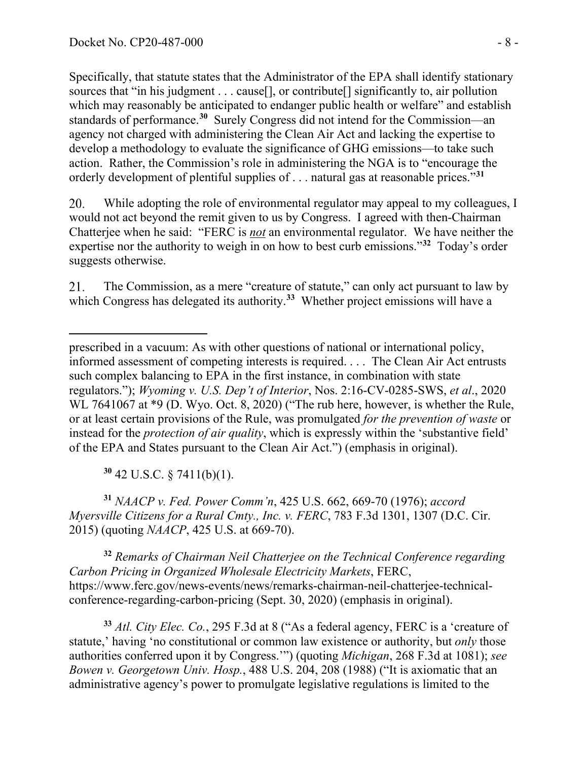Specifically, that statute states that the Administrator of the EPA shall identify stationary sources that "in his judgment . . . cause[], or contribute[] significantly to, air pollution which may reasonably be anticipated to endanger public health or welfare" and establish standards of performance.[30] Surely Congress did not intend for the Commission—an agency not charged with administering the Clean Air Act and lacking the expertise to develop a methodology to evaluate the significance of GHG emissions—to take such action. Rather, the Commission's role in administering the NGA is to "encourage the orderly development of plentiful supplies of . . . natural gas at reasonable prices."[31]

20. While adopting the role of environmental regulator may appeal to my colleagues, I would not act beyond the remit given to us by Congress. I agreed with then-Chairman Chatterjee when he said: "FERC is ***not*** an environmental regulator. We have neither the expertise nor the authority to weigh in on how to best curb emissions."[32] Today's order suggests otherwise.

21. The Commission, as a mere "creature of statute," can only act pursuant to law by which Congress has delegated its authority.[33] Whether project emissions will have a

---

prescribed in a vacuum: As with other questions of national or international policy, informed assessment of competing interests is required. . . . The Clean Air Act entrusts such complex balancing to EPA in the first instance, in combination with state regulators."); *Wyoming v. U.S. Dep't of Interior*, Nos. 2:16-CV-0285-SWS, *et al*., 2020 WL 7641067 at *9 (D. Wyo. Oct. 8, 2020) ("The rub here, however, is whether the Rule, or at least certain provisions of the Rule, was promulgated *for the prevention of waste* or instead for the *protection of air quality*, which is expressly within the 'substantive field' of the EPA and States pursuant to the Clean Air Act.") (emphasis in original).

[30] 42 U.S.C. § 7411(b)(1).

[31] *NAACP v. Fed. Power Comm'n*, 425 U.S. 662, 669-70 (1976); *accord Myersville Citizens for a Rural Cmty., Inc. v. FERC*, 783 F.3d 1301, 1307 (D.C. Cir. 2015) (quoting *NAACP*, 425 U.S. at 669-70).

[32] *Remarks of Chairman Neil Chatterjee on the Technical Conference regarding Carbon Pricing in Organized Wholesale Electricity Markets*, FERC, https://www.ferc.gov/news-events/news/remarks-chairman-neil-chatterjee-technical-conference-regarding-carbon-pricing (Sept. 30, 2020) (emphasis in original).

[33] *Atl. City Elec. Co.*, 295 F.3d at 8 ("As a federal agency, FERC is a 'creature of statute,' having 'no constitutional or common law existence or authority, but *only* those authorities conferred upon it by Congress.'") (quoting *Michigan*, 268 F.3d at 1081); *see Bowen v. Georgetown Univ. Hosp.*, 488 U.S. 204, 208 (1988) ("It is axiomatic that an administrative agency's power to promulgate legislative regulations is limited to the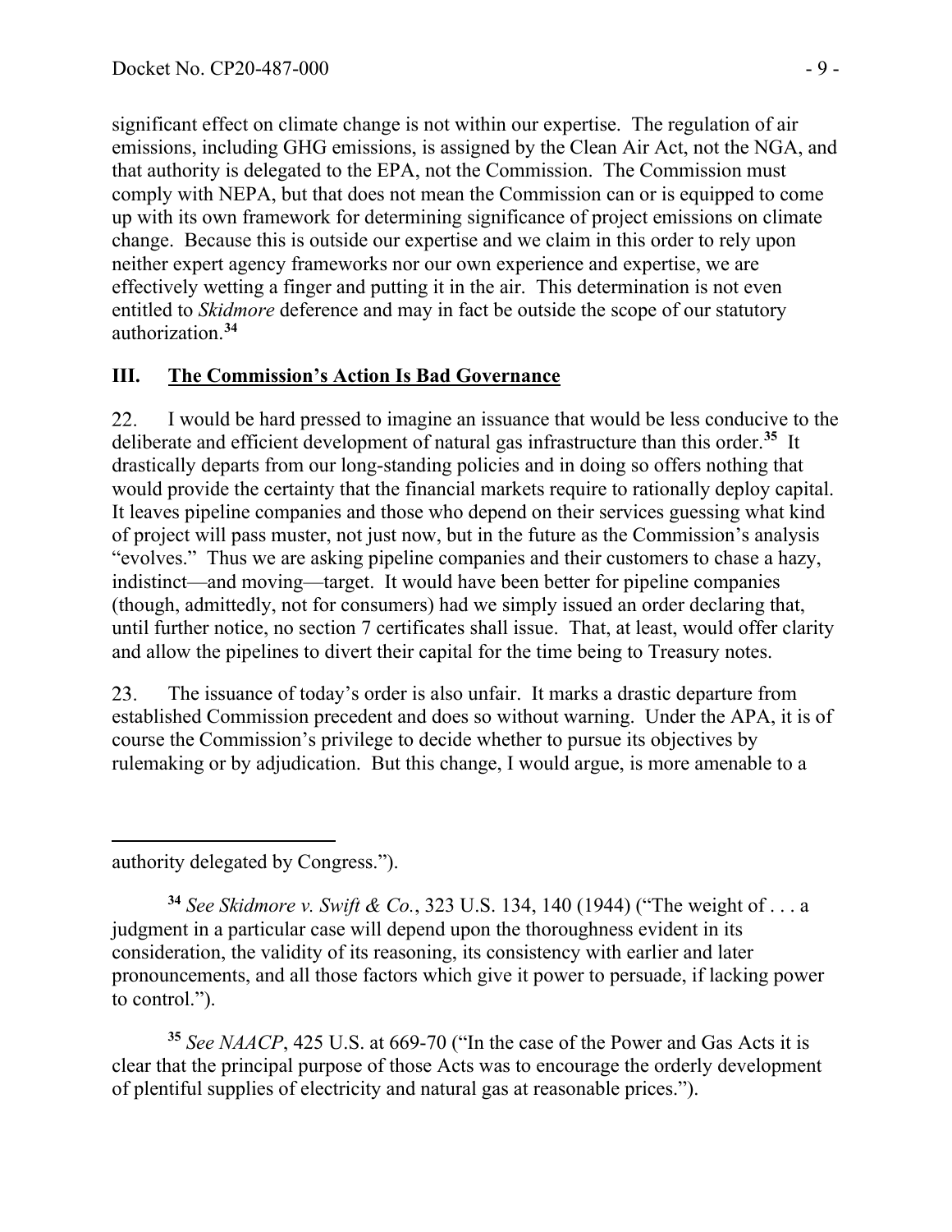significant effect on climate change is not within our expertise. The regulation of air emissions, including GHG emissions, is assigned by the Clean Air Act, not the NGA, and that authority is delegated to the EPA, not the Commission. The Commission must comply with NEPA, but that does not mean the Commission can or is equipped to come up with its own framework for determining significance of project emissions on climate change. Because this is outside our expertise and we claim in this order to rely upon neither expert agency frameworks nor our own experience and expertise, we are effectively wetting a finger and putting it in the air. This determination is not even entitled to *Skidmore* deference and may in fact be outside the scope of our statutory authorization.[34]

## III. The Commission's Action Is Bad Governance

22. I would be hard pressed to imagine an issuance that would be less conducive to the deliberate and efficient development of natural gas infrastructure than this order.[35] It drastically departs from our long-standing policies and in doing so offers nothing that would provide the certainty that the financial markets require to rationally deploy capital. It leaves pipeline companies and those who depend on their services guessing what kind of project will pass muster, not just now, but in the future as the Commission's analysis "evolves." Thus we are asking pipeline companies and their customers to chase a hazy, indistinct—and moving—target. It would have been better for pipeline companies (though, admittedly, not for consumers) had we simply issued an order declaring that, until further notice, no section 7 certificates shall issue. That, at least, would offer clarity and allow the pipelines to divert their capital for the time being to Treasury notes.

23. The issuance of today's order is also unfair. It marks a drastic departure from established Commission precedent and does so without warning. Under the APA, it is of course the Commission's privilege to decide whether to pursue its objectives by rulemaking or by adjudication. But this change, I would argue, is more amenable to a

---

authority delegated by Congress.").

[34] *See Skidmore v. Swift & Co.*, 323 U.S. 134, 140 (1944) ("The weight of . . . a judgment in a particular case will depend upon the thoroughness evident in its consideration, the validity of its reasoning, its consistency with earlier and later pronouncements, and all those factors which give it power to persuade, if lacking power to control.").

[35] *See NAACP*, 425 U.S. at 669-70 ("In the case of the Power and Gas Acts it is clear that the principal purpose of those Acts was to encourage the orderly development of plentiful supplies of electricity and natural gas at reasonable prices.").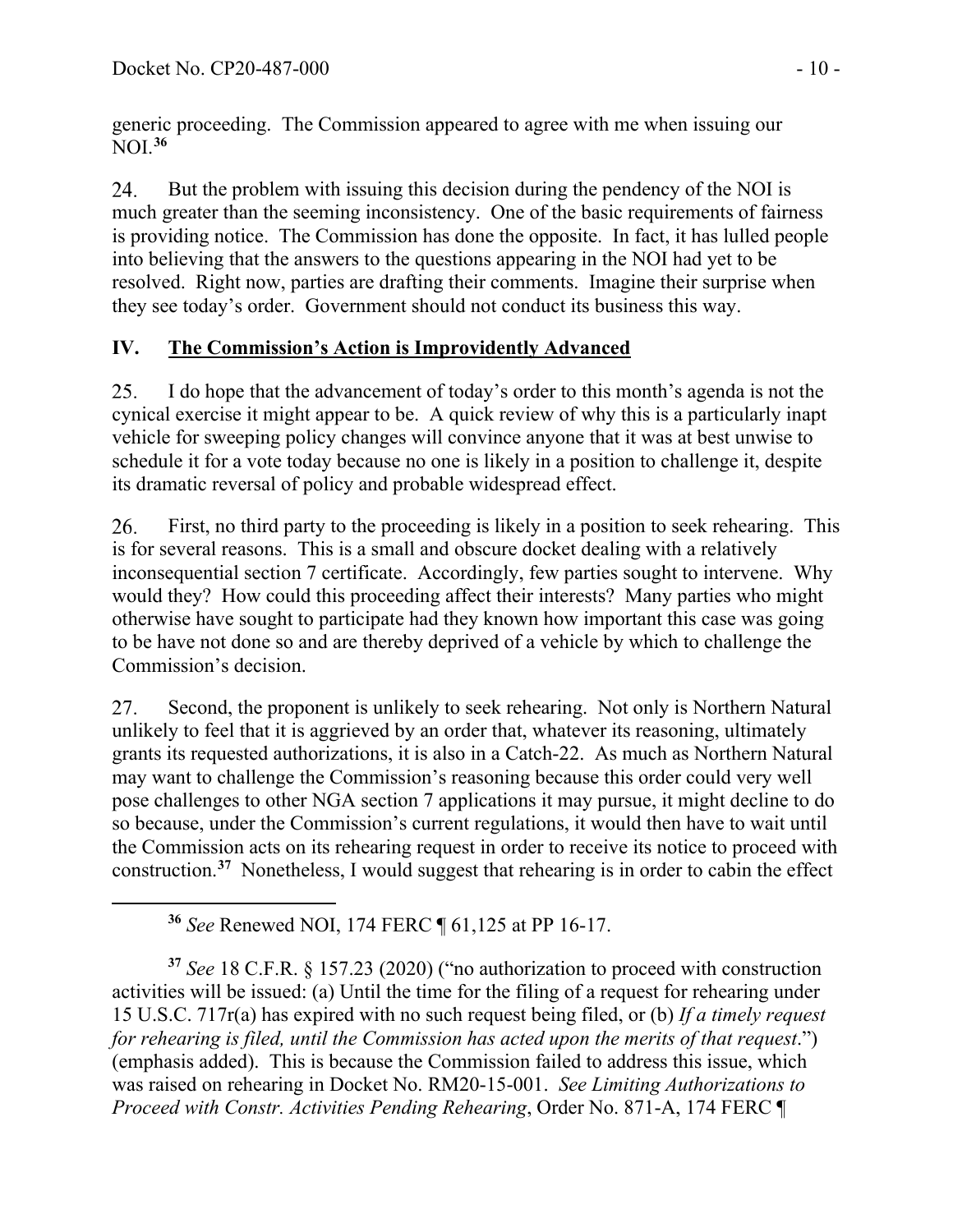generic proceeding. The Commission appeared to agree with me when issuing our NOI.[36]

24. But the problem with issuing this decision during the pendency of the NOI is much greater than the seeming inconsistency. One of the basic requirements of fairness is providing notice. The Commission has done the opposite. In fact, it has lulled people into believing that the answers to the questions appearing in the NOI had yet to be resolved. Right now, parties are drafting their comments. Imagine their surprise when they see today's order. Government should not conduct its business this way.

## IV. <u>The Commission's Action is Improvidently Advanced</u>

25. I do hope that the advancement of today's order to this month's agenda is not the cynical exercise it might appear to be. A quick review of why this is a particularly inapt vehicle for sweeping policy changes will convince anyone that it was at best unwise to schedule it for a vote today because no one is likely in a position to challenge it, despite its dramatic reversal of policy and probable widespread effect.

26. First, no third party to the proceeding is likely in a position to seek rehearing. This is for several reasons. This is a small and obscure docket dealing with a relatively inconsequential section 7 certificate. Accordingly, few parties sought to intervene. Why would they? How could this proceeding affect their interests? Many parties who might otherwise have sought to participate had they known how important this case was going to be have not done so and are thereby deprived of a vehicle by which to challenge the Commission's decision.

27. Second, the proponent is unlikely to seek rehearing. Not only is Northern Natural unlikely to feel that it is aggrieved by an order that, whatever its reasoning, ultimately grants its requested authorizations, it is also in a Catch-22. As much as Northern Natural may want to challenge the Commission's reasoning because this order could very well pose challenges to other NGA section 7 applications it may pursue, it might decline to do so because, under the Commission's current regulations, it would then have to wait until the Commission acts on its rehearing request in order to receive its notice to proceed with construction.[37] Nonetheless, I would suggest that rehearing is in order to cabin the effect

---

[36] *See* Renewed NOI, 174 FERC ¶ 61,125 at PP 16-17.

[37] *See* 18 C.F.R. § 157.23 (2020) ("no authorization to proceed with construction activities will be issued: (a) Until the time for the filing of a request for rehearing under 15 U.S.C. 717r(a) has expired with no such request being filed, or (b) *If a timely request for rehearing is filed, until the Commission has acted upon the merits of that request*.") (emphasis added). This is because the Commission failed to address this issue, which was raised on rehearing in Docket No. RM20-15-001. *See Limiting Authorizations to Proceed with Constr. Activities Pending Rehearing*, Order No. 871-A, 174 FERC ¶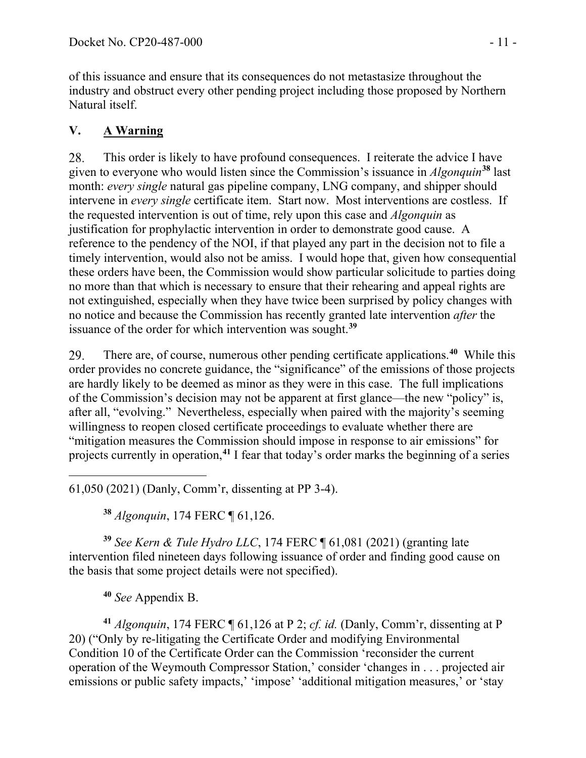of this issuance and ensure that its consequences do not metastasize throughout the industry and obstruct every other pending project including those proposed by Northern Natural itself.

## V. A Warning

28. This order is likely to have profound consequences. I reiterate the advice I have given to everyone who would listen since the Commission's issuance in *Algonquin*[38] last month: *every single* natural gas pipeline company, LNG company, and shipper should intervene in *every single* certificate item. Start now. Most interventions are costless. If the requested intervention is out of time, rely upon this case and *Algonquin* as justification for prophylactic intervention in order to demonstrate good cause. A reference to the pendency of the NOI, if that played any part in the decision not to file a timely intervention, would also not be amiss. I would hope that, given how consequential these orders have been, the Commission would show particular solicitude to parties doing no more than that which is necessary to ensure that their rehearing and appeal rights are not extinguished, especially when they have twice been surprised by policy changes with no notice and because the Commission has recently granted late intervention *after* the issuance of the order for which intervention was sought.[39]

29. There are, of course, numerous other pending certificate applications.[40] While this order provides no concrete guidance, the "significance" of the emissions of those projects are hardly likely to be deemed as minor as they were in this case. The full implications of the Commission's decision may not be apparent at first glance—the new "policy" is, after all, "evolving." Nevertheless, especially when paired with the majority's seeming willingness to reopen closed certificate proceedings to evaluate whether there are "mitigation measures the Commission should impose in response to air emissions" for projects currently in operation,[41] I fear that today's order marks the beginning of a series

---

61,050 (2021) (Danly, Comm'r, dissenting at PP 3-4).

[38] *Algonquin*, 174 FERC ¶ 61,126.

[39] *See Kern & Tule Hydro LLC*, 174 FERC ¶ 61,081 (2021) (granting late intervention filed nineteen days following issuance of order and finding good cause on the basis that some project details were not specified).

[40] *See* Appendix B.

[41] *Algonquin*, 174 FERC ¶ 61,126 at P 2; *cf. id.* (Danly, Comm'r, dissenting at P 20) ("Only by re-litigating the Certificate Order and modifying Environmental Condition 10 of the Certificate Order can the Commission 'reconsider the current operation of the Weymouth Compressor Station,' consider 'changes in . . . projected air emissions or public safety impacts,' 'impose' 'additional mitigation measures,' or 'stay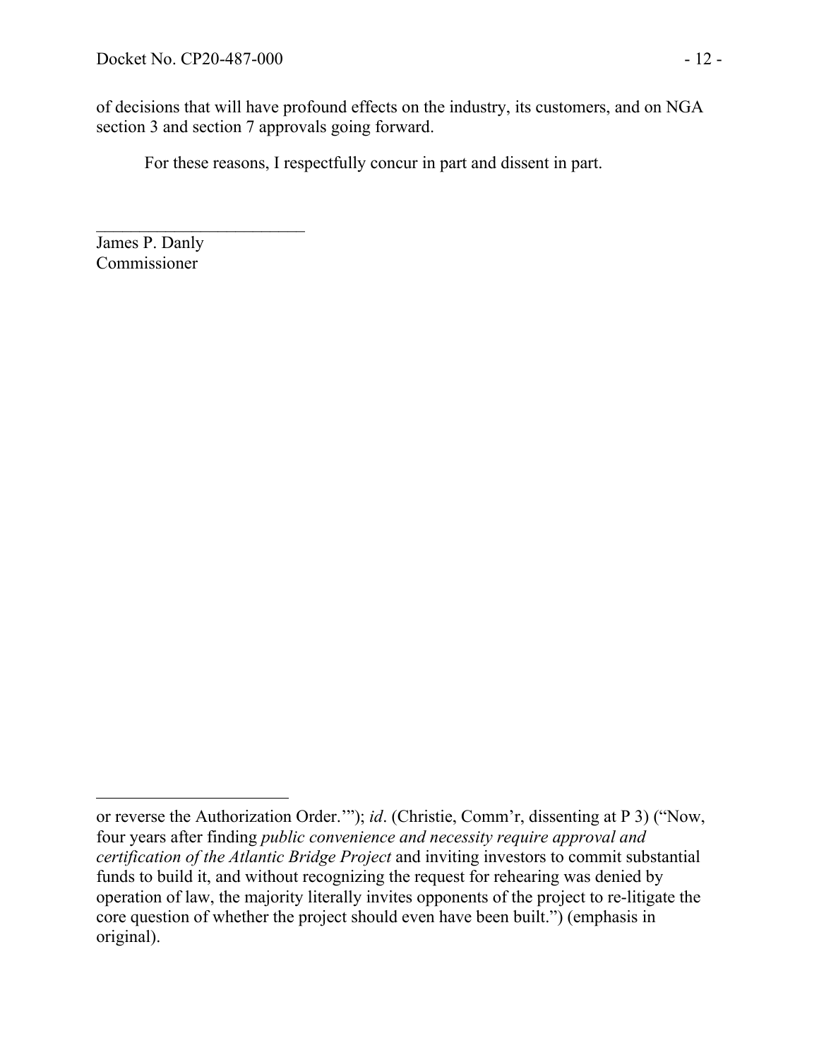of decisions that will have profound effects on the industry, its customers, and on NGA section 3 and section 7 approvals going forward.

For these reasons, I respectfully concur in part and dissent in part.

\_\_\_\_\_\_\_\_\_\_\_\_\_\_\_\_\_\_\_\_\_\_\_\_\_\_

James P. Danly
Commissioner

---

or reverse the Authorization Order.'"); *id*. (Christie, Comm'r, dissenting at P 3) ("Now, four years after finding *public convenience and necessity require approval and certification of the Atlantic Bridge Project* and inviting investors to commit substantial funds to build it, and without recognizing the request for rehearing was denied by operation of law, the majority literally invites opponents of the project to re-litigate the core question of whether the project should even have been built.") (emphasis in original).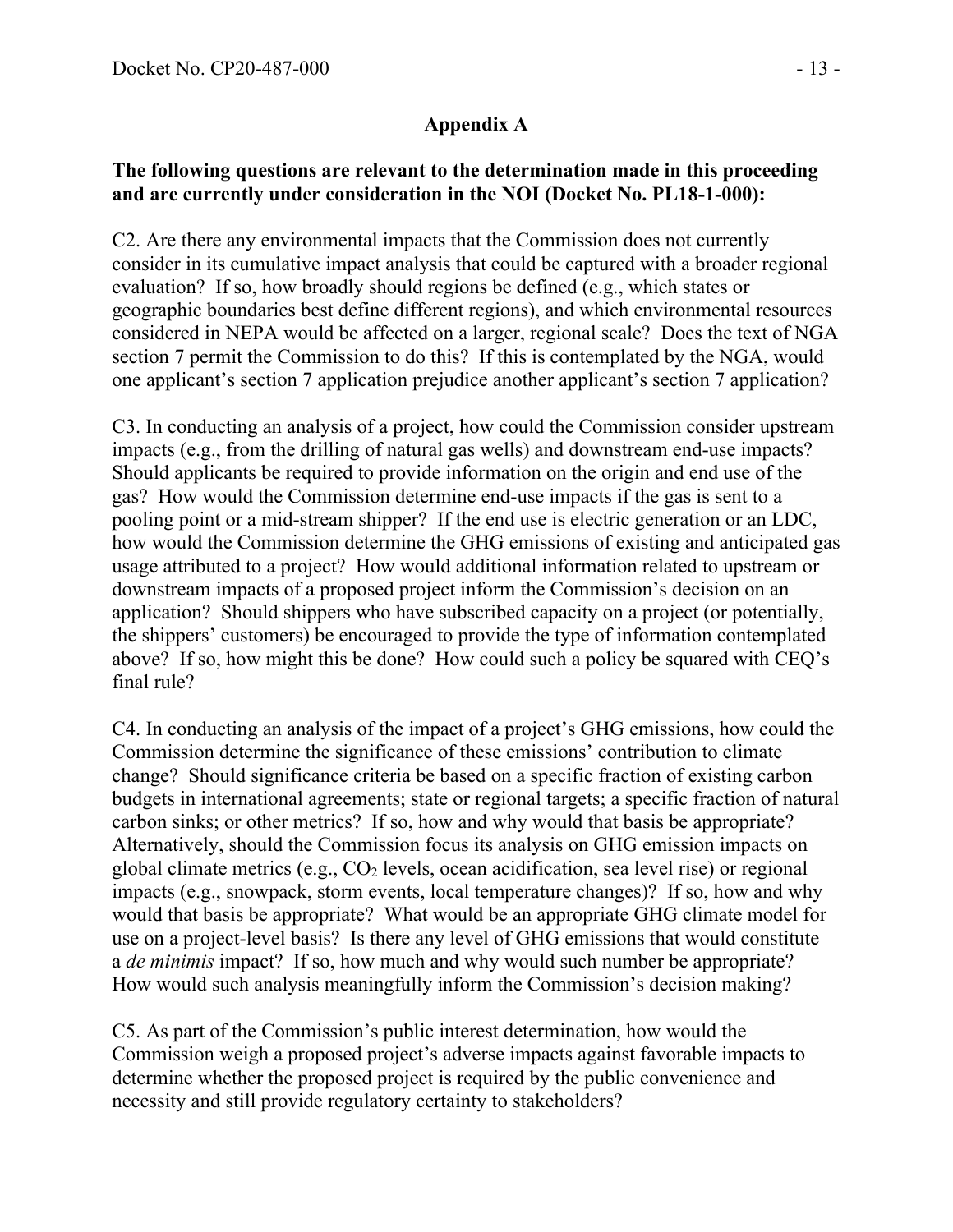## Appendix A

**The following questions are relevant to the determination made in this proceeding and are currently under consideration in the NOI (Docket No. PL18-1-000):**

C2. Are there any environmental impacts that the Commission does not currently consider in its cumulative impact analysis that could be captured with a broader regional evaluation? If so, how broadly should regions be defined (e.g., which states or geographic boundaries best define different regions), and which environmental resources considered in NEPA would be affected on a larger, regional scale? Does the text of NGA section 7 permit the Commission to do this? If this is contemplated by the NGA, would one applicant's section 7 application prejudice another applicant's section 7 application?

C3. In conducting an analysis of a project, how could the Commission consider upstream impacts (e.g., from the drilling of natural gas wells) and downstream end-use impacts? Should applicants be required to provide information on the origin and end use of the gas? How would the Commission determine end-use impacts if the gas is sent to a pooling point or a mid-stream shipper? If the end use is electric generation or an LDC, how would the Commission determine the GHG emissions of existing and anticipated gas usage attributed to a project? How would additional information related to upstream or downstream impacts of a proposed project inform the Commission's decision on an application? Should shippers who have subscribed capacity on a project (or potentially, the shippers' customers) be encouraged to provide the type of information contemplated above? If so, how might this be done? How could such a policy be squared with CEQ's final rule?

C4. In conducting an analysis of the impact of a project's GHG emissions, how could the Commission determine the significance of these emissions' contribution to climate change? Should significance criteria be based on a specific fraction of existing carbon budgets in international agreements; state or regional targets; a specific fraction of natural carbon sinks; or other metrics? If so, how and why would that basis be appropriate? Alternatively, should the Commission focus its analysis on GHG emission impacts on global climate metrics (e.g., $CO_2$ levels, ocean acidification, sea level rise) or regional impacts (e.g., snowpack, storm events, local temperature changes)? If so, how and why would that basis be appropriate? What would be an appropriate GHG climate model for use on a project-level basis? Is there any level of GHG emissions that would constitute a *de minimis* impact? If so, how much and why would such number be appropriate? How would such analysis meaningfully inform the Commission's decision making?

C5. As part of the Commission's public interest determination, how would the Commission weigh a proposed project's adverse impacts against favorable impacts to determine whether the proposed project is required by the public convenience and necessity and still provide regulatory certainty to stakeholders?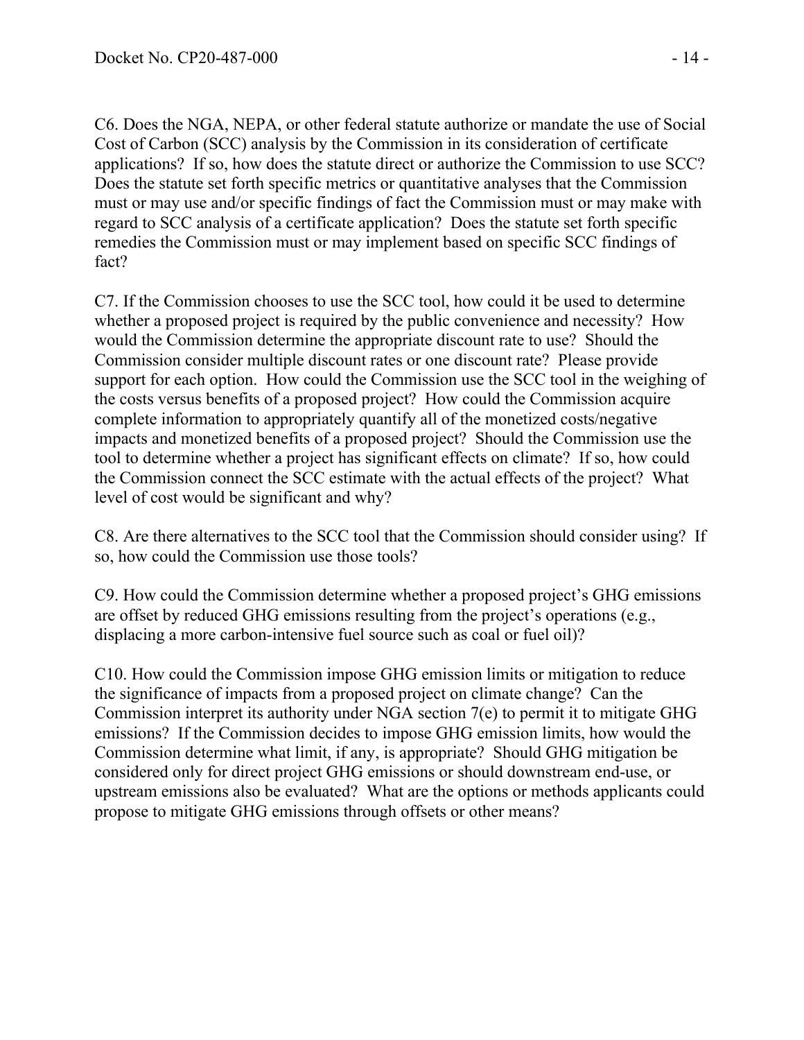C6. Does the NGA, NEPA, or other federal statute authorize or mandate the use of Social Cost of Carbon (SCC) analysis by the Commission in its consideration of certificate applications? If so, how does the statute direct or authorize the Commission to use SCC? Does the statute set forth specific metrics or quantitative analyses that the Commission must or may use and/or specific findings of fact the Commission must or may make with regard to SCC analysis of a certificate application? Does the statute set forth specific remedies the Commission must or may implement based on specific SCC findings of fact?

C7. If the Commission chooses to use the SCC tool, how could it be used to determine whether a proposed project is required by the public convenience and necessity? How would the Commission determine the appropriate discount rate to use? Should the Commission consider multiple discount rates or one discount rate? Please provide support for each option. How could the Commission use the SCC tool in the weighing of the costs versus benefits of a proposed project? How could the Commission acquire complete information to appropriately quantify all of the monetized costs/negative impacts and monetized benefits of a proposed project? Should the Commission use the tool to determine whether a project has significant effects on climate? If so, how could the Commission connect the SCC estimate with the actual effects of the project? What level of cost would be significant and why?

C8. Are there alternatives to the SCC tool that the Commission should consider using? If so, how could the Commission use those tools?

C9. How could the Commission determine whether a proposed project's GHG emissions are offset by reduced GHG emissions resulting from the project's operations (e.g., displacing a more carbon-intensive fuel source such as coal or fuel oil)?

C10. How could the Commission impose GHG emission limits or mitigation to reduce the significance of impacts from a proposed project on climate change? Can the Commission interpret its authority under NGA section 7(e) to permit it to mitigate GHG emissions? If the Commission decides to impose GHG emission limits, how would the Commission determine what limit, if any, is appropriate? Should GHG mitigation be considered only for direct project GHG emissions or should downstream end-use, or upstream emissions also be evaluated? What are the options or methods applicants could propose to mitigate GHG emissions through offsets or other means?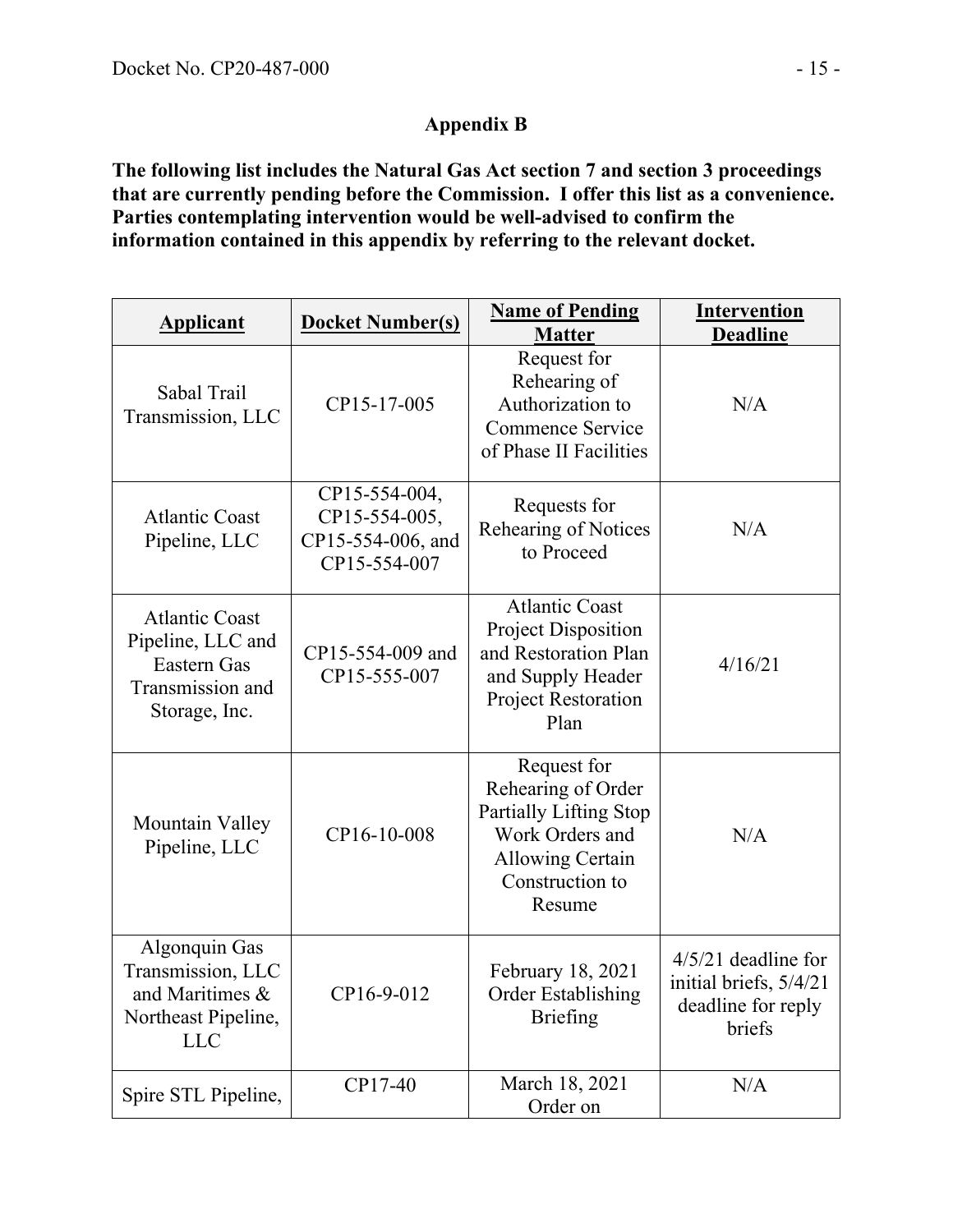**Appendix B**

**The following list includes the Natural Gas Act section 7 and section 3 proceedings that are currently pending before the Commission. I offer this list as a convenience. Parties contemplating intervention would be well-advised to confirm the information contained in this appendix by referring to the relevant docket.**

| Applicant | Docket Number(s) | Name of Pending Matter | Intervention Deadline |
|---|---|---|---|
| Sabal Trail Transmission, LLC | CP15-17-005 | Request for Rehearing of Authorization to Commence Service of Phase II Facilities | N/A |
| Atlantic Coast Pipeline, LLC | CP15-554-004, CP15-554-005, CP15-554-006, and CP15-554-007 | Requests for Rehearing of Notices to Proceed | N/A |
| Atlantic Coast Pipeline, LLC and Eastern Gas Transmission and Storage, Inc. | CP15-554-009 and CP15-555-007 | Atlantic Coast Project Disposition and Restoration Plan and Supply Header Project Restoration Plan | 4/16/21 |
| Mountain Valley Pipeline, LLC | CP16-10-008 | Request for Rehearing of Order Partially Lifting Stop Work Orders and Allowing Certain Construction to Resume | N/A |
| Algonquin Gas Transmission, LLC and Maritimes & Northeast Pipeline, LLC | CP16-9-012 | February 18, 2021 Order Establishing Briefing | 4/5/21 deadline for initial briefs, 5/4/21 deadline for reply briefs |
| Spire STL Pipeline, | CP17-40 | March 18, 2021 Order on | N/A |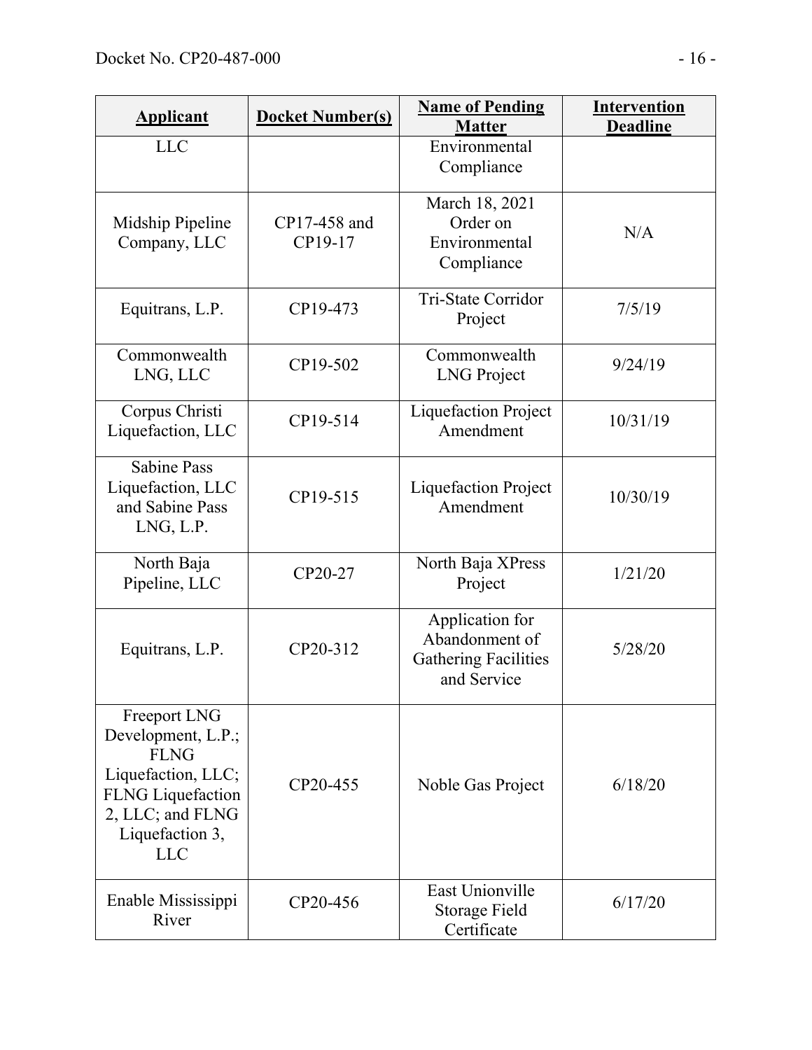| Applicant | Docket Number(s) | Name of Pending Matter | Intervention Deadline |
|---|---|---|---|
| LLC | | Environmental Compliance | |
| Midship Pipeline Company, LLC | CP17-458 and CP19-17 | March 18, 2021 Order on Environmental Compliance | N/A |
| Equitrans, L.P. | CP19-473 | Tri-State Corridor Project | 7/5/19 |
| Commonwealth LNG, LLC | CP19-502 | Commonwealth LNG Project | 9/24/19 |
| Corpus Christi Liquefaction, LLC | CP19-514 | Liquefaction Project Amendment | 10/31/19 |
| Sabine Pass Liquefaction, LLC and Sabine Pass LNG, L.P. | CP19-515 | Liquefaction Project Amendment | 10/30/19 |
| North Baja Pipeline, LLC | CP20-27 | North Baja XPress Project | 1/21/20 |
| Equitrans, L.P. | CP20-312 | Application for Abandonment of Gathering Facilities and Service | 5/28/20 |
| Freeport LNG Development, L.P.; FLNG Liquefaction, LLC; FLNG Liquefaction 2, LLC; and FLNG Liquefaction 3, LLC | CP20-455 | Noble Gas Project | 6/18/20 |
| Enable Mississippi River | CP20-456 | East Unionville Storage Field Certificate | 6/17/20 |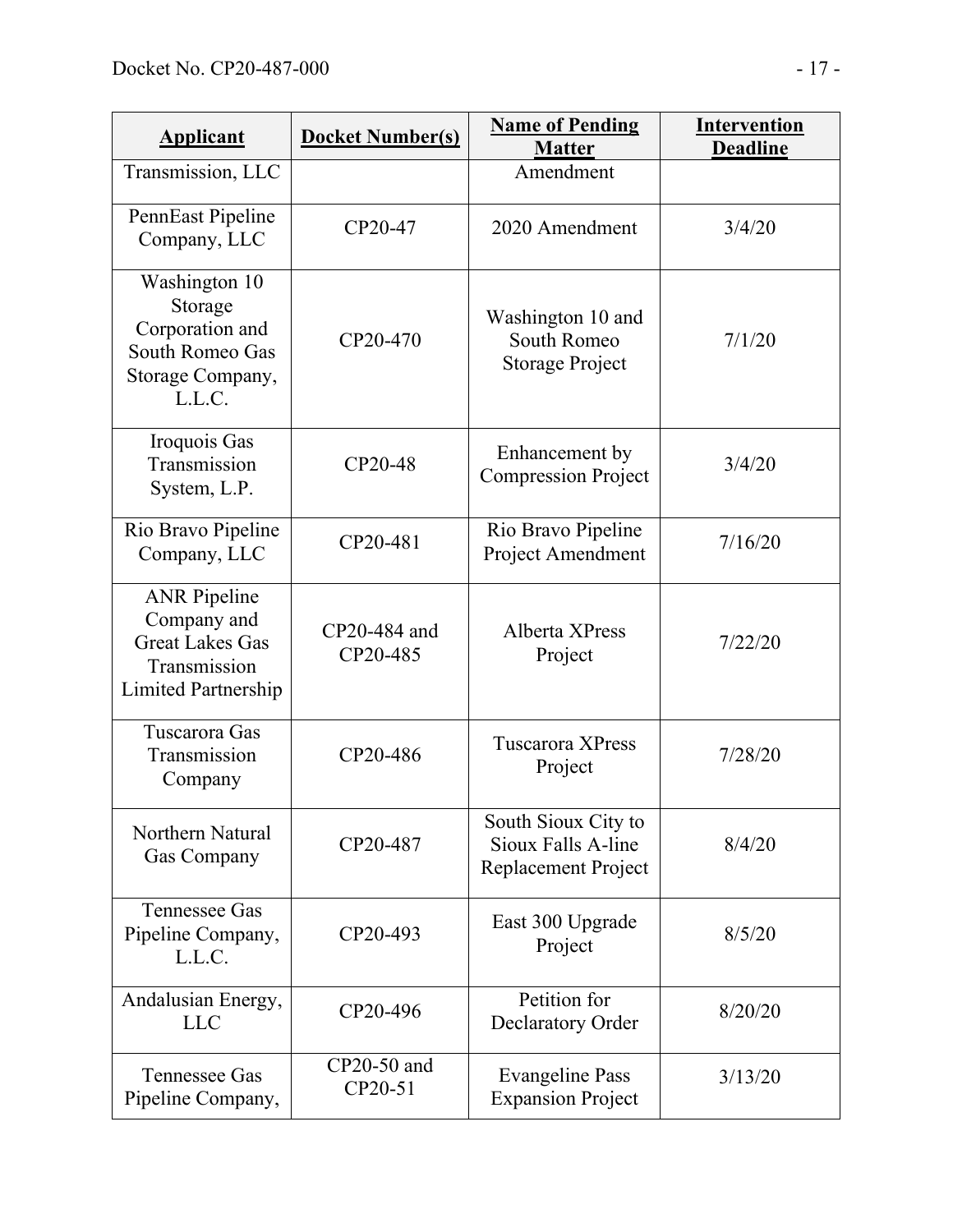| Applicant | Docket Number(s) | Name of Pending Matter | Intervention Deadline |
|---|---|---|---|
| Transmission, LLC | | Amendment | |
| PennEast Pipeline Company, LLC | CP20-47 | 2020 Amendment | 3/4/20 |
| Washington 10 Storage Corporation and South Romeo Gas Storage Company, L.L.C. | CP20-470 | Washington 10 and South Romeo Storage Project | 7/1/20 |
| Iroquois Gas Transmission System, L.P. | CP20-48 | Enhancement by Compression Project | 3/4/20 |
| Rio Bravo Pipeline Company, LLC | CP20-481 | Rio Bravo Pipeline Project Amendment | 7/16/20 |
| ANR Pipeline Company and Great Lakes Gas Transmission Limited Partnership | CP20-484 and CP20-485 | Alberta XPress Project | 7/22/20 |
| Tuscarora Gas Transmission Company | CP20-486 | Tuscarora XPress Project | 7/28/20 |
| Northern Natural Gas Company | CP20-487 | South Sioux City to Sioux Falls A-line Replacement Project | 8/4/20 |
| Tennessee Gas Pipeline Company, L.L.C. | CP20-493 | East 300 Upgrade Project | 8/5/20 |
| Andalusian Energy, LLC | CP20-496 | Petition for Declaratory Order | 8/20/20 |
| Tennessee Gas Pipeline Company, | CP20-50 and CP20-51 | Evangeline Pass Expansion Project | 3/13/20 |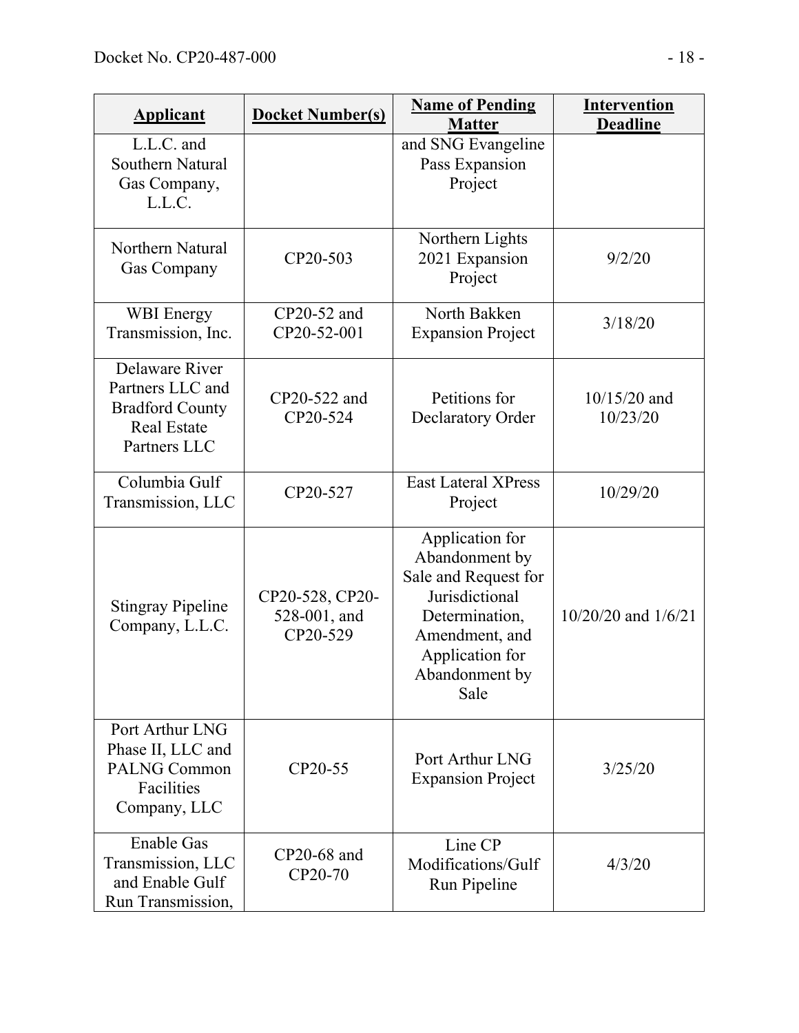| Applicant | Docket Number(s) | Name of Pending Matter | Intervention Deadline |
|---|---|---|---|
| L.L.C. and Southern Natural Gas Company, L.L.C. | | and SNG Evangeline Pass Expansion Project | |
| Northern Natural Gas Company | CP20-503 | Northern Lights 2021 Expansion Project | 9/2/20 |
| WBI Energy Transmission, Inc. | CP20-52 and CP20-52-001 | North Bakken Expansion Project | 3/18/20 |
| Delaware River Partners LLC and Bradford County Real Estate Partners LLC | CP20-522 and CP20-524 | Petitions for Declaratory Order | 10/15/20 and 10/23/20 |
| Columbia Gulf Transmission, LLC | CP20-527 | East Lateral XPress Project | 10/29/20 |
| Stingray Pipeline Company, L.L.C. | CP20-528, CP20-528-001, and CP20-529 | Application for Abandonment by Sale and Request for Jurisdictional Determination, Amendment, and Application for Abandonment by Sale | 10/20/20 and 1/6/21 |
| Port Arthur LNG Phase II, LLC and PALNG Common Facilities Company, LLC | CP20-55 | Port Arthur LNG Expansion Project | 3/25/20 |
| Enable Gas Transmission, LLC and Enable Gulf Run Transmission, | CP20-68 and CP20-70 | Line CP Modifications/Gulf Run Pipeline | 4/3/20 |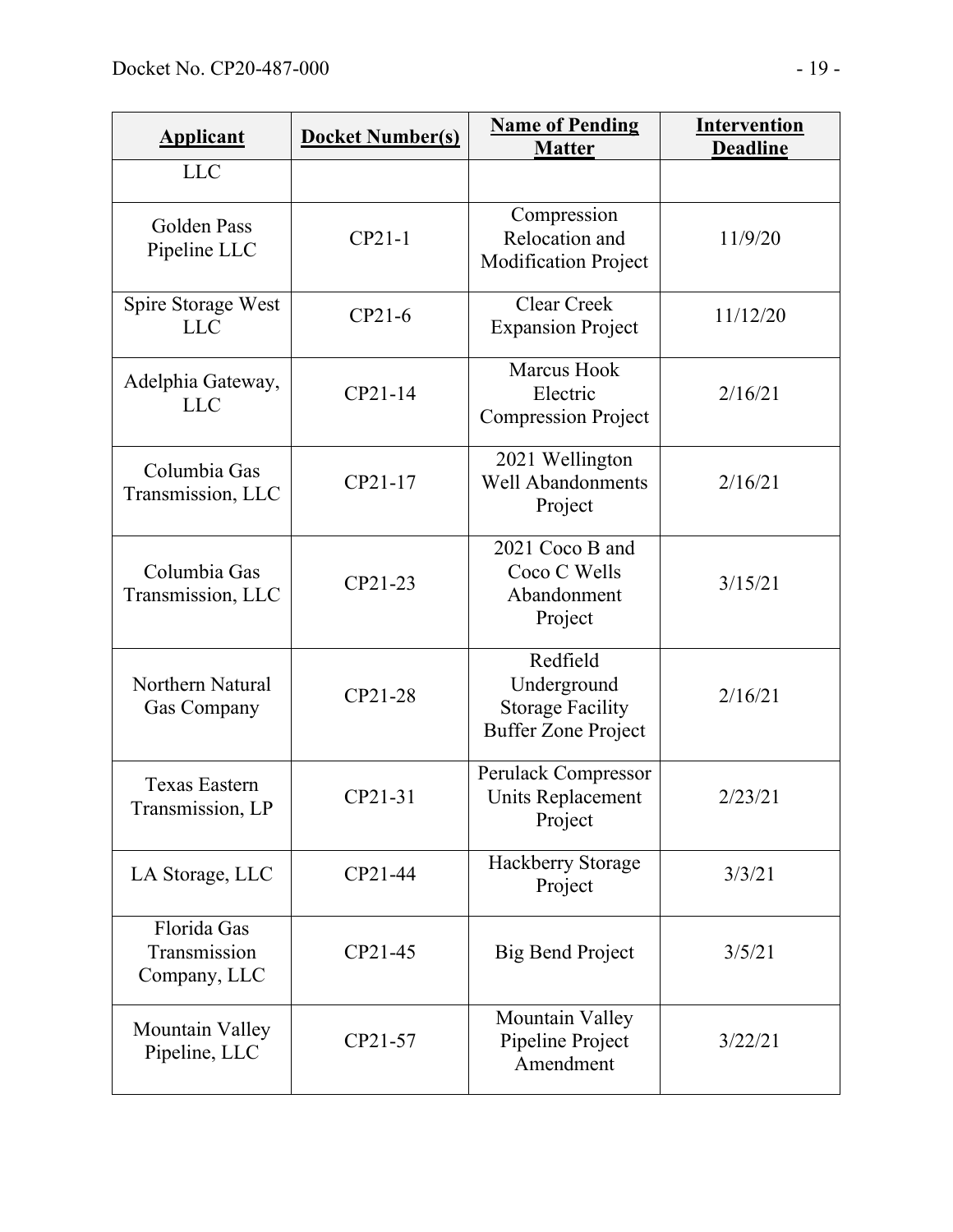| Applicant | Docket Number(s) | Name of Pending Matter | Intervention Deadline |
|---|---|---|---|
| LLC | | | |
| Golden Pass Pipeline LLC | CP21-1 | Compression Relocation and Modification Project | 11/9/20 |
| Spire Storage West LLC | CP21-6 | Clear Creek Expansion Project | 11/12/20 |
| Adelphia Gateway, LLC | CP21-14 | Marcus Hook Electric Compression Project | 2/16/21 |
| Columbia Gas Transmission, LLC | CP21-17 | 2021 Wellington Well Abandonments Project | 2/16/21 |
| Columbia Gas Transmission, LLC | CP21-23 | 2021 Coco B and Coco C Wells Abandonment Project | 3/15/21 |
| Northern Natural Gas Company | CP21-28 | Redfield Underground Storage Facility Buffer Zone Project | 2/16/21 |
| Texas Eastern Transmission, LP | CP21-31 | Perulack Compressor Units Replacement Project | 2/23/21 |
| LA Storage, LLC | CP21-44 | Hackberry Storage Project | 3/3/21 |
| Florida Gas Transmission Company, LLC | CP21-45 | Big Bend Project | 3/5/21 |
| Mountain Valley Pipeline, LLC | CP21-57 | Mountain Valley Pipeline Project Amendment | 3/22/21 |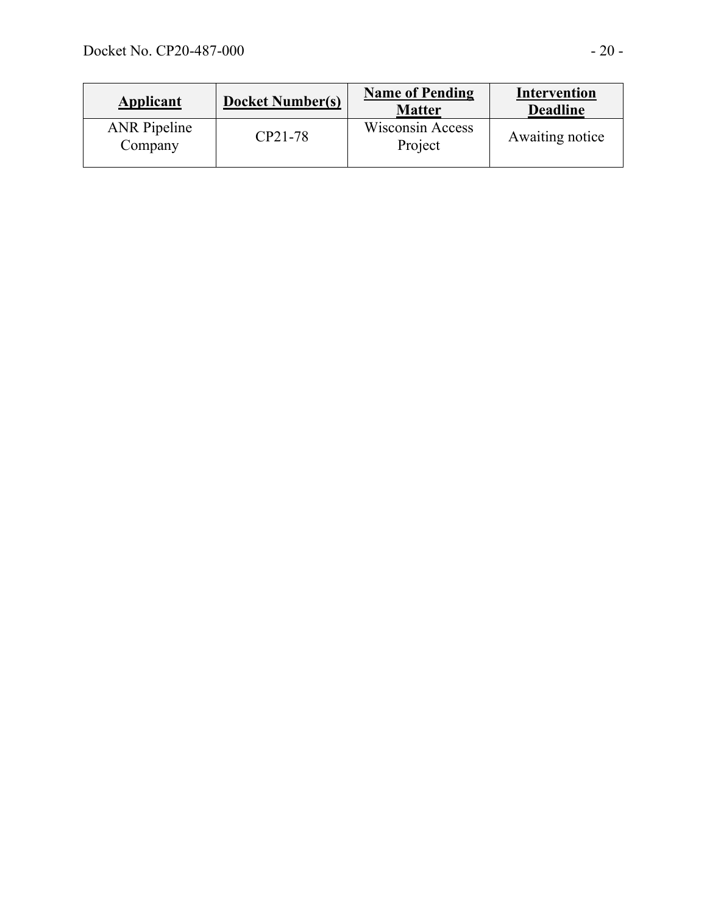| **Applicant** | **Docket Number(s)** | **Name of Pending Matter** | **Intervention Deadline** |
|---|---|---|---|
| ANR Pipeline Company | CP21-78 | Wisconsin Access Project | Awaiting notice |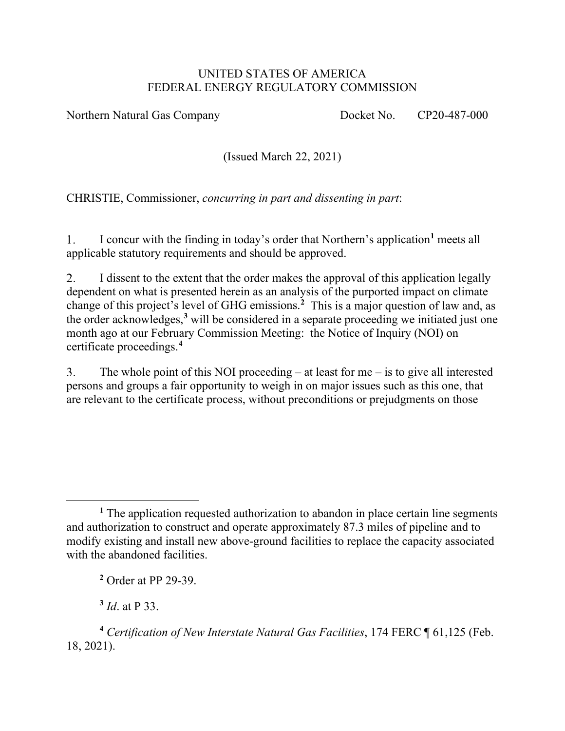UNITED STATES OF AMERICA
FEDERAL ENERGY REGULATORY COMMISSION

Northern Natural Gas Company Docket No. CP20-487-000

(Issued March 22, 2021)

CHRISTIE, Commissioner, *concurring in part and dissenting in part*:

1. I concur with the finding in today's order that Northern's application[1] meets all applicable statutory requirements and should be approved.

2. I dissent to the extent that the order makes the approval of this application legally dependent on what is presented herein as an analysis of the purported impact on climate change of this project's level of GHG emissions.[2] This is a major question of law and, as the order acknowledges,[3] will be considered in a separate proceeding we initiated just one month ago at our February Commission Meeting: the Notice of Inquiry (NOI) on certificate proceedings.[4]

3. The whole point of this NOI proceeding – at least for me – is to give all interested persons and groups a fair opportunity to weigh in on major issues such as this one, that are relevant to the certificate process, without preconditions or prejudgments on those

---

[1] The application requested authorization to abandon in place certain line segments and authorization to construct and operate approximately 87.3 miles of pipeline and to modify existing and install new above-ground facilities to replace the capacity associated with the abandoned facilities.

[2] Order at PP 29-39.

[3] *Id*. at P 33.

[4] *Certification of New Interstate Natural Gas Facilities*, 174 FERC ¶ 61,125 (Feb. 18, 2021).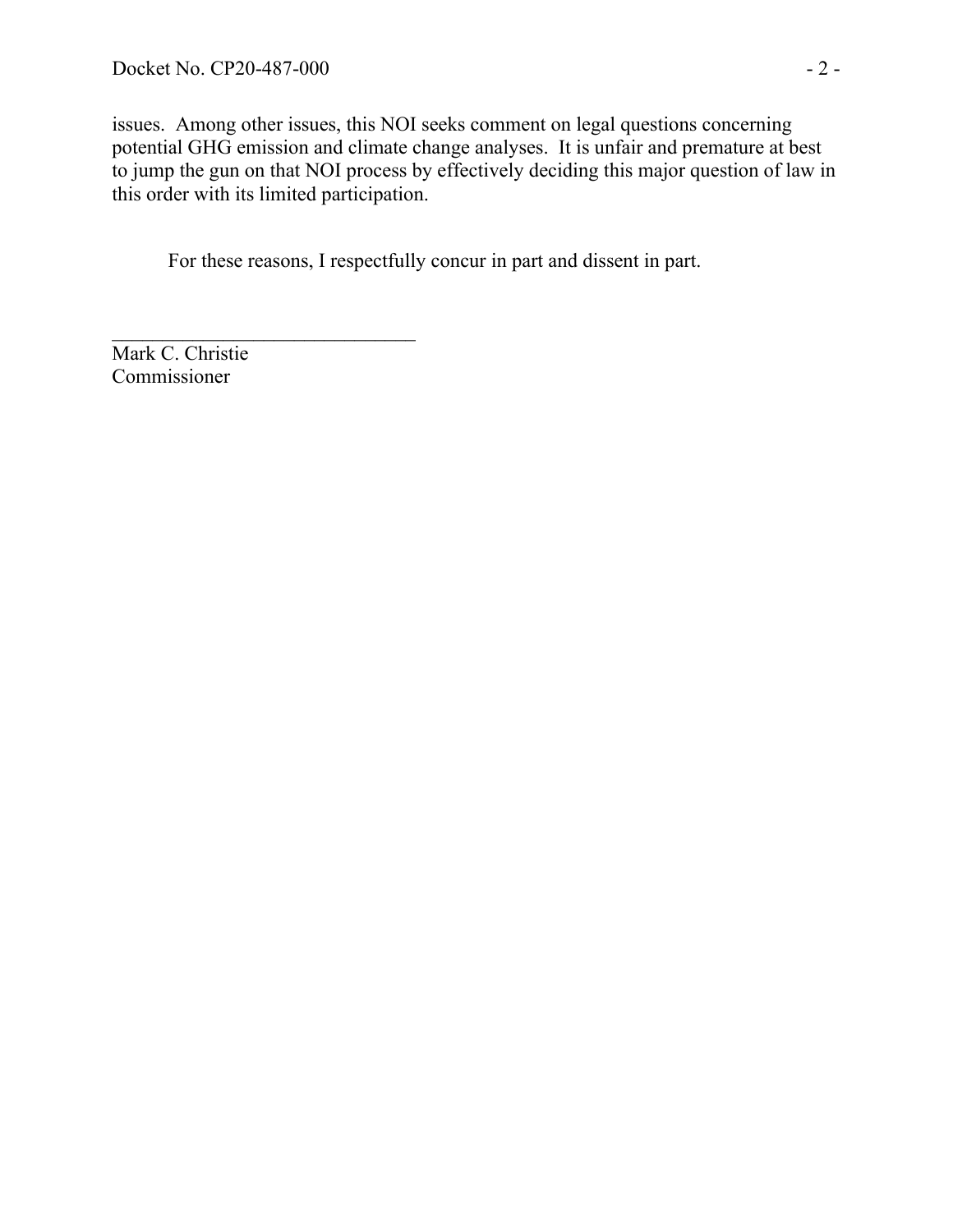issues. Among other issues, this NOI seeks comment on legal questions concerning potential GHG emission and climate change analyses. It is unfair and premature at best to jump the gun on that NOI process by effectively deciding this major question of law in this order with its limited participation.

For these reasons, I respectfully concur in part and dissent in part.

______________________________
Mark C. Christie
Commissioner